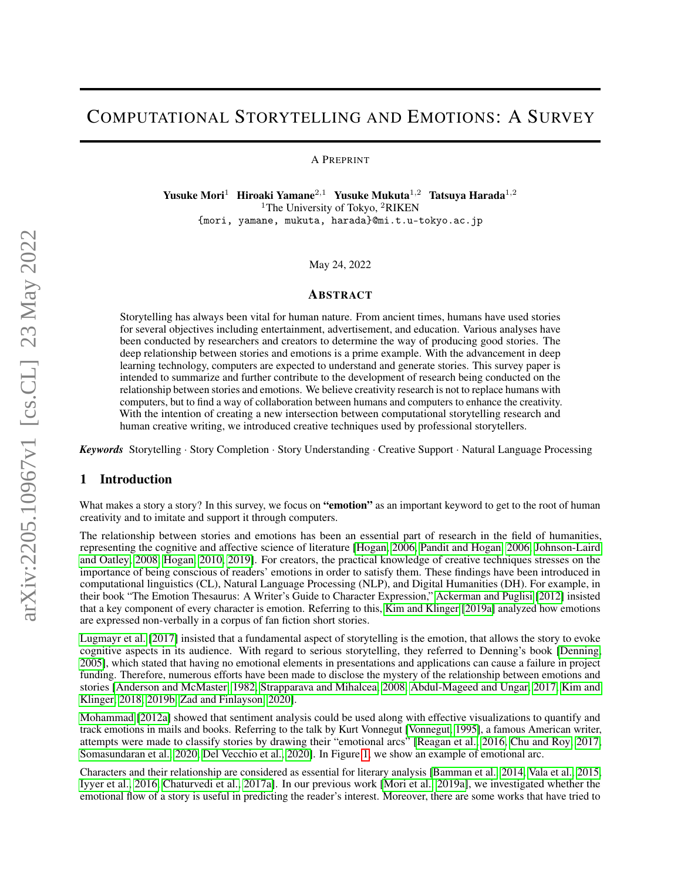# Computational Storytelling and Emotions: A Survey

A Preprint

**Yusuke Mori**[1] **Hiroaki Yamane**[2,1] **Yusuke Mukuta**[1,2] **Tatsuya Harada**[1,2]

[1]The University of Tokyo, [2]RIKEN

{mori, yamane, mukuta, harada}@mi.t.u-tokyo.ac.jp

May 24, 2022

## Abstract

Storytelling has always been vital for human nature. From ancient times, humans have used stories for several objectives including entertainment, advertisement, and education. Various analyses have been conducted by researchers and creators to determine the way of producing good stories. The deep relationship between stories and emotions is a prime example. With the advancement in deep learning technology, computers are expected to understand and generate stories. This survey paper is intended to summarize and further contribute to the development of research being conducted on the relationship between stories and emotions. We believe creativity research is not to replace humans with computers, but to find a way of collaboration between humans and computers to enhance the creativity. With the intention of creating a new intersection between computational storytelling research and human creative writing, we introduced creative techniques used by professional storytellers.

***Keywords*** Storytelling · Story Completion · Story Understanding · Creative Support · Natural Language Processing

## 1 Introduction

What makes a story a story? In this survey, we focus on **"emotion"** as an important keyword to get to the root of human creativity and to imitate and support it through computers.

The relationship between stories and emotions has been an essential part of research in the field of humanities, representing the cognitive and affective science of literature [Hogan, 2006, Pandit and Hogan, 2006, Johnson-Laird and Oatley, 2008, Hogan, 2010, 2019]. For creators, the practical knowledge of creative techniques stresses on the importance of being conscious of readers' emotions in order to satisfy them. These findings have been introduced in computational linguistics (CL), Natural Language Processing (NLP), and Digital Humanities (DH). For example, in their book "The Emotion Thesaurus: A Writer's Guide to Character Expression," Ackerman and Puglisi [2012] insisted that a key component of every character is emotion. Referring to this, Kim and Klinger [2019a] analyzed how emotions are expressed non-verbally in a corpus of fan fiction short stories.

Lugmayr et al. [2017] insisted that a fundamental aspect of storytelling is the emotion, that allows the story to evoke cognitive aspects in its audience. With regard to serious storytelling, they referred to Denning's book [Denning, 2005], which stated that having no emotional elements in presentations and applications can cause a failure in project funding. Therefore, numerous efforts have been made to disclose the mystery of the relationship between emotions and stories [Anderson and McMaster, 1982, Strapparava and Mihalcea, 2008, Abdul-Mageed and Ungar, 2017, Kim and Klinger, 2018, 2019b, Zad and Finlayson, 2020].

Mohammad [2012a] showed that sentiment analysis could be used along with effective visualizations to quantify and track emotions in mails and books. Referring to the talk by Kurt Vonnegut [Vonnegut, 1995], a famous American writer, attempts were made to classify stories by drawing their "emotional arcs" [Reagan et al., 2016, Chu and Roy, 2017, Somasundaran et al., 2020, Del Vecchio et al., 2020]. In Figure 1, we show an example of emotional arc.

Characters and their relationship are considered as essential for literary analysis [Bamman et al., 2014, Vala et al., 2015, Iyyer et al., 2016, Chaturvedi et al., 2017a]. In our previous work [Mori et al., 2019a], we investigated whether the emotional flow of a story is useful in predicting the reader's interest. Moreover, there are some works that have tried to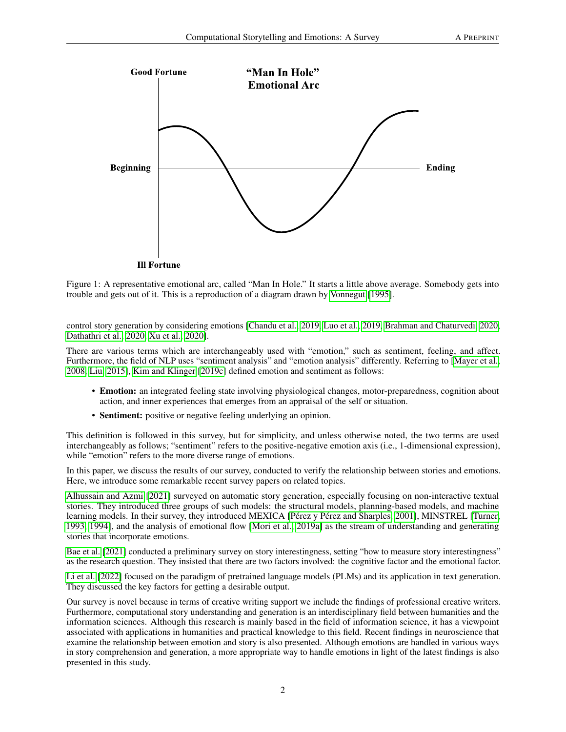Figure 1: A representative emotional arc, called "Man In Hole." It starts a little above average. Somebody gets into trouble and gets out of it. This is a reproduction of a diagram drawn by Vonnegut [1995].

control story generation by considering emotions [Chandu et al., 2019, Luo et al., 2019, Brahman and Chaturvedi, 2020, Dathathri et al., 2020, Xu et al., 2020].

There are various terms which are interchangeably used with "emotion," such as sentiment, feeling, and affect. Furthermore, the field of NLP uses "sentiment analysis" and "emotion analysis" differently. Referring to [Mayer et al., 2008, Liu, 2015], Kim and Klinger [2019c] defined emotion and sentiment as follows:

- **Emotion:** an integrated feeling state involving physiological changes, motor-preparedness, cognition about action, and inner experiences that emerges from an appraisal of the self or situation.
- **Sentiment:** positive or negative feeling underlying an opinion.

This definition is followed in this survey, but for simplicity, and unless otherwise noted, the two terms are used interchangeably as follows; "sentiment" refers to the positive-negative emotion axis (i.e., 1-dimensional expression), while "emotion" refers to the more diverse range of emotions.

In this paper, we discuss the results of our survey, conducted to verify the relationship between stories and emotions. Here, we introduce some remarkable recent survey papers on related topics.

Alhussain and Azmi [2021] surveyed on automatic story generation, especially focusing on non-interactive textual stories. They introduced three groups of such models: the structural models, planning-based models, and machine learning models. In their survey, they introduced MEXICA [Pérez y Pérez and Sharples, 2001], MINSTREL [Turner, 1993, 1994], and the analysis of emotional flow [Mori et al., 2019a] as the stream of understanding and generating stories that incorporate emotions.

Bae et al. [2021] conducted a preliminary survey on story interestingness, setting "how to measure story interestingness" as the research question. They insisted that there are two factors involved: the cognitive factor and the emotional factor.

Li et al. [2022] focused on the paradigm of pretrained language models (PLMs) and its application in text generation. They discussed the key factors for getting a desirable output.

Our survey is novel because in terms of creative writing support we include the findings of professional creative writers. Furthermore, computational story understanding and generation is an interdisciplinary field between humanities and the information sciences. Although this research is mainly based in the field of information science, it has a viewpoint associated with applications in humanities and practical knowledge to this field. Recent findings in neuroscience that examine the relationship between emotion and story is also presented. Although emotions are handled in various ways in story comprehension and generation, a more appropriate way to handle emotions in light of the latest findings is also presented in this study.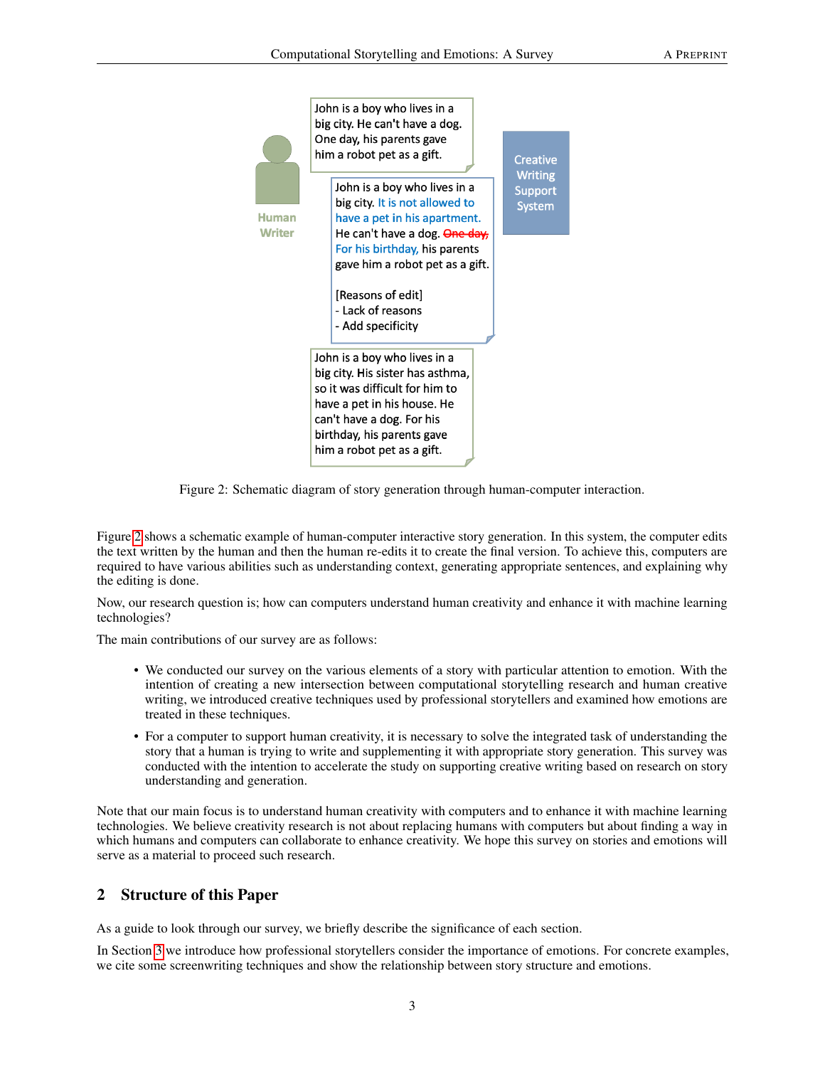Figure 2: Schematic diagram of story generation through human-computer interaction.

Figure 2 shows a schematic example of human-computer interactive story generation. In this system, the computer edits the text written by the human and then the human re-edits it to create the final version. To achieve this, computers are required to have various abilities such as understanding context, generating appropriate sentences, and explaining why the editing is done.

Now, our research question is; how can computers understand human creativity and enhance it with machine learning technologies?

The main contributions of our survey are as follows:

- We conducted our survey on the various elements of a story with particular attention to emotion. With the intention of creating a new intersection between computational storytelling research and human creative writing, we introduced creative techniques used by professional storytellers and examined how emotions are treated in these techniques.
- For a computer to support human creativity, it is necessary to solve the integrated task of understanding the story that a human is trying to write and supplementing it with appropriate story generation. This survey was conducted with the intention to accelerate the study on supporting creative writing based on research on story understanding and generation.

Note that our main focus is to understand human creativity with computers and to enhance it with machine learning technologies. We believe creativity research is not about replacing humans with computers but about finding a way in which humans and computers can collaborate to enhance creativity. We hope this survey on stories and emotions will serve as a material to proceed such research.

## 2 Structure of this Paper

As a guide to look through our survey, we briefly describe the significance of each section.

In Section 3 we introduce how professional storytellers consider the importance of emotions. For concrete examples, we cite some screenwriting techniques and show the relationship between story structure and emotions.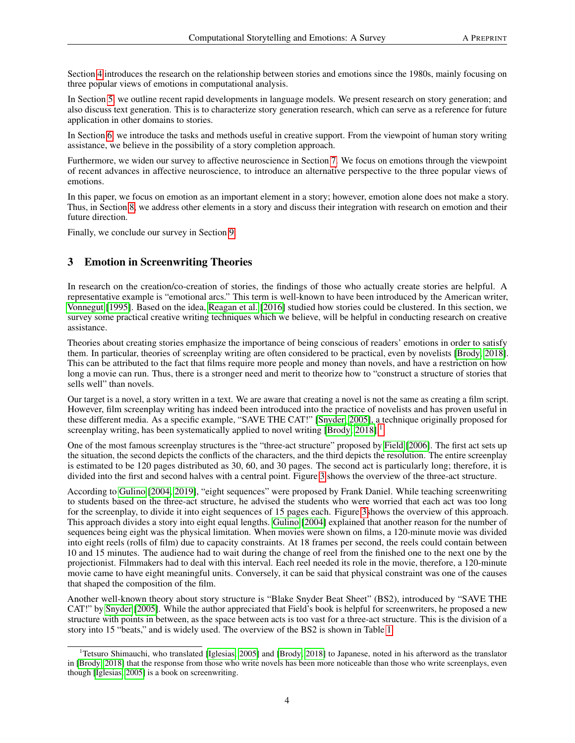Section 4 introduces the research on the relationship between stories and emotions since the 1980s, mainly focusing on three popular views of emotions in computational analysis.

In Section 5, we outline recent rapid developments in language models. We present research on story generation; and also discuss text generation. This is to characterize story generation research, which can serve as a reference for future application in other domains to stories.

In Section 6, we introduce the tasks and methods useful in creative support. From the viewpoint of human story writing assistance, we believe in the possibility of a story completion approach.

Furthermore, we widen our survey to affective neuroscience in Section 7. We focus on emotions through the viewpoint of recent advances in affective neuroscience, to introduce an alternative perspective to the three popular views of emotions.

In this paper, we focus on emotion as an important element in a story; however, emotion alone does not make a story. Thus, in Section 8, we address other elements in a story and discuss their integration with research on emotion and their future direction.

Finally, we conclude our survey in Section 9.

## 3 Emotion in Screenwriting Theories

In research on the creation/co-creation of stories, the findings of those who actually create stories are helpful. A representative example is "emotional arcs." This term is well-known to have been introduced by the American writer, Vonnegut [1995]. Based on the idea, Reagan et al. [2016] studied how stories could be clustered. In this section, we survey some practical creative writing techniques which we believe, will be helpful in conducting research on creative assistance.

Theories about creating stories emphasize the importance of being conscious of readers' emotions in order to satisfy them. In particular, theories of screenplay writing are often considered to be practical, even by novelists [Brody, 2018]. This can be attributed to the fact that films require more people and money than novels, and have a restriction on how long a movie can run. Thus, there is a stronger need and merit to theorize how to "construct a structure of stories that sells well" than novels.

Our target is a novel, a story written in a text. We are aware that creating a novel is not the same as creating a film script. However, film screenplay writing has indeed been introduced into the practice of novelists and has proven useful in these different media. As a specific example, "SAVE THE CAT!" [Snyder, 2005], a technique originally proposed for screenplay writing, has been systematically applied to novel writing [Brody, 2018].[1]

One of the most famous screenplay structures is the "three-act structure" proposed by Field [2006]. The first act sets up the situation, the second depicts the conflicts of the characters, and the third depicts the resolution. The entire screenplay is estimated to be 120 pages distributed as 30, 60, and 30 pages. The second act is particularly long; therefore, it is divided into the first and second halves with a central point. Figure 3 shows the overview of the three-act structure.

According to Gulino [2004, 2019], "eight sequences" were proposed by Frank Daniel. While teaching screenwriting to students based on the three-act structure, he advised the students who were worried that each act was too long for the screenplay, to divide it into eight sequences of 15 pages each. Figure 3 shows the overview of this approach. This approach divides a story into eight equal lengths. Gulino [2004] explained that another reason for the number of sequences being eight was the physical limitation. When movies were shown on films, a 120-minute movie was divided into eight reels (rolls of film) due to capacity constraints. At 18 frames per second, the reels could contain between 10 and 15 minutes. The audience had to wait during the change of reel from the finished one to the next one by the projectionist. Filmmakers had to deal with this interval. Each reel needed its role in the movie, therefore, a 120-minute movie came to have eight meaningful units. Conversely, it can be said that physical constraint was one of the causes that shaped the composition of the film.

Another well-known theory about story structure is "Blake Snyder Beat Sheet" (BS2), introduced by "SAVE THE CAT!" by Snyder [2005]. While the author appreciated that Field's book is helpful for screenwriters, he proposed a new structure with points in between, as the space between acts is too vast for a three-act structure. This is the division of a story into 15 "beats," and is widely used. The overview of the BS2 is shown in Table 1.

[1] Tetsuro Shimauchi, who translated [Iglesias, 2005] and [Brody, 2018] to Japanese, noted in his afterword as the translator in [Brody, 2018] that the response from those who write novels has been more noticeable than those who write screenplays, even though [Iglesias, 2005] is a book on screenwriting.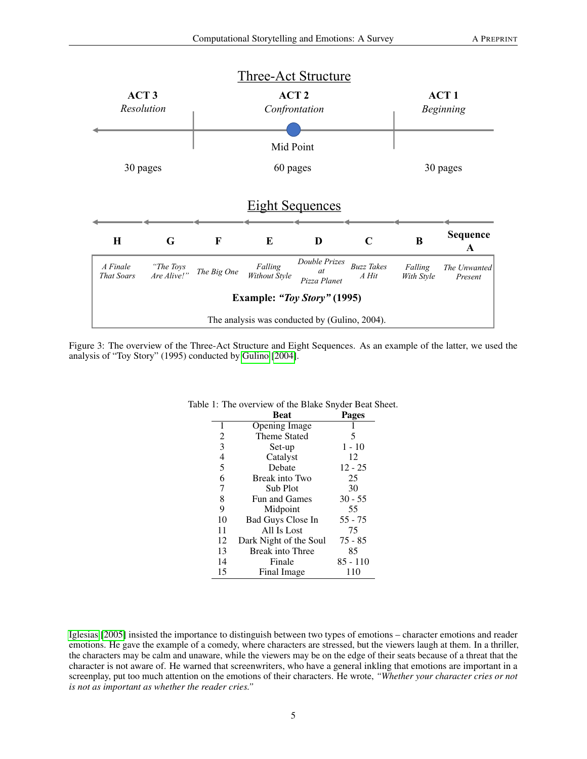Three-Act Structure

| ACT 3 *Resolution* | ACT 2 *Confrontation* | ACT 1 *Beginning* |
|---|---|---|
| | Mid Point | |
| 30 pages | 60 pages | 30 pages |

Eight Sequences

| H | G | F | E | D | C | B | Sequence A |
|---|---|---|---|---|---|---|---|
| *A Finale That Soars* | *"The Toys Are Alive!"* | *The Big One* | *Falling Without Style* | *Double Prizes at Pizza Planet* | *Buzz Takes A Hit* | *Falling With Style* | *The Unwanted Present* |

**Example: *"Toy Story"* (1995)**

The analysis was conducted by (Gulino, 2004).

Figure 3: The overview of the Three-Act Structure and Eight Sequences. As an example of the latter, we used the analysis of "Toy Story" (1995) conducted by Gulino [2004].

Table 1: The overview of the Blake Snyder Beat Sheet.

| | Beat | Pages |
|---|---|---|
| 1 | Opening Image | 1 |
| 2 | Theme Stated | 5 |
| 3 | Set-up | 1 - 10 |
| 4 | Catalyst | 12 |
| 5 | Debate | 12 - 25 |
| 6 | Break into Two | 25 |
| 7 | Sub Plot | 30 |
| 8 | Fun and Games | 30 - 55 |
| 9 | Midpoint | 55 |
| 10 | Bad Guys Close In | 55 - 75 |
| 11 | All Is Lost | 75 |
| 12 | Dark Night of the Soul | 75 - 85 |
| 13 | Break into Three | 85 |
| 14 | Finale | 85 - 110 |
| 15 | Final Image | 110 |

Iglesias [2005] insisted the importance to distinguish between two types of emotions – character emotions and reader emotions. He gave the example of a comedy, where characters are stressed, but the viewers laugh at them. In a thriller, the characters may be calm and unaware, while the viewers may be on the edge of their seats because of a threat that the character is not aware of. He warned that screenwriters, who have a general inkling that emotions are important in a screenplay, put too much attention on the emotions of their characters. He wrote, *"Whether your character cries or not is not as important as whether the reader cries."*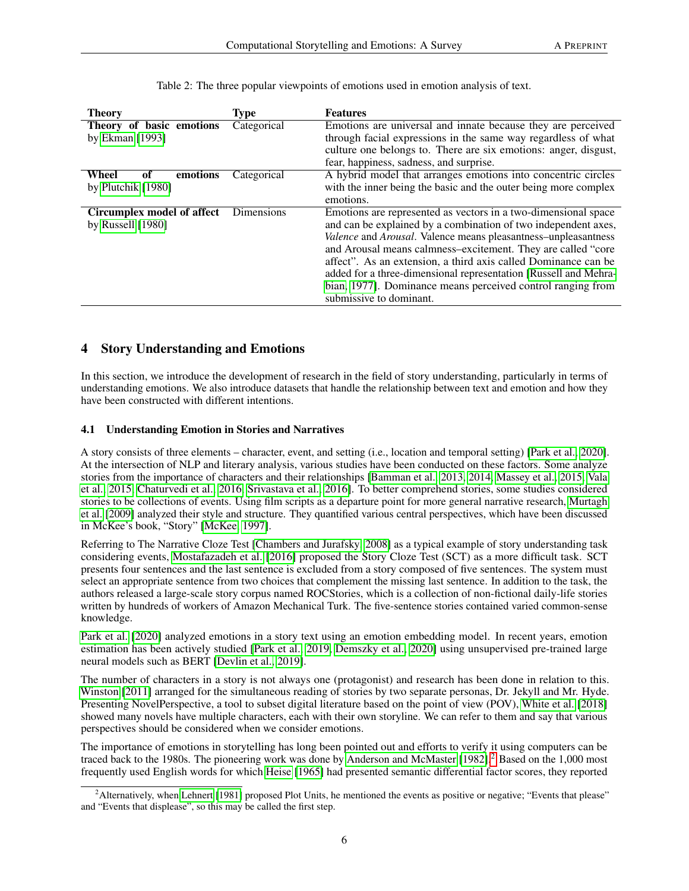Table 2: The three popular viewpoints of emotions used in emotion analysis of text.

| Theory | Type | Features |
|---|---|---|
| **Theory of basic emotions** by Ekman [1993] | Categorical | Emotions are universal and innate because they are perceived through facial expressions in the same way regardless of what culture one belongs to. There are six emotions: anger, disgust, fear, happiness, sadness, and surprise. |
| **Wheel of emotions** by Plutchik [1980] | Categorical | A hybrid model that arranges emotions into concentric circles with the inner being the basic and the outer being more complex emotions. |
| **Circumplex model of affect** by Russell [1980] | Dimensions | Emotions are represented as vectors in a two-dimensional space and can be explained by a combination of two independent axes, *Valence* and *Arousal*. Valence means pleasantness–unpleasantness and Arousal means calmness–excitement. They are called "core affect". As an extension, a third axis called Dominance can be added for a three-dimensional representation [Russell and Mehrabian, 1977]. Dominance means perceived control ranging from submissive to dominant. |

## 4 Story Understanding and Emotions

In this section, we introduce the development of research in the field of story understanding, particularly in terms of understanding emotions. We also introduce datasets that handle the relationship between text and emotion and how they have been constructed with different intentions.

### 4.1 Understanding Emotion in Stories and Narratives

A story consists of three elements – character, event, and setting (i.e., location and temporal setting) [Park et al., 2020]. At the intersection of NLP and literary analysis, various studies have been conducted on these factors. Some analyze stories from the importance of characters and their relationships [Bamman et al., 2013, 2014, Massey et al., 2015, Vala et al., 2015, Chaturvedi et al., 2016, Srivastava et al., 2016]. To better comprehend stories, some studies considered stories to be collections of events. Using film scripts as a departure point for more general narrative research, Murtagh et al. [2009] analyzed their style and structure. They quantified various central perspectives, which have been discussed in McKee's book, "Story" [McKee, 1997].

Referring to The Narrative Cloze Test [Chambers and Jurafsky, 2008] as a typical example of story understanding task considering events, Mostafazadeh et al. [2016] proposed the Story Cloze Test (SCT) as a more difficult task. SCT presents four sentences and the last sentence is excluded from a story composed of five sentences. The system must select an appropriate sentence from two choices that complement the missing last sentence. In addition to the task, the authors released a large-scale story corpus named ROCStories, which is a collection of non-fictional daily-life stories written by hundreds of workers of Amazon Mechanical Turk. The five-sentence stories contained varied common-sense knowledge.

Park et al. [2020] analyzed emotions in a story text using an emotion embedding model. In recent years, emotion estimation has been actively studied [Park et al., 2019, Demszky et al., 2020] using unsupervised pre-trained large neural models such as BERT [Devlin et al., 2019].

The number of characters in a story is not always one (protagonist) and research has been done in relation to this. Winston [2011] arranged for the simultaneous reading of stories by two separate personas, Dr. Jekyll and Mr. Hyde. Presenting NovelPerspective, a tool to subset digital literature based on the point of view (POV), White et al. [2018] showed many novels have multiple characters, each with their own storyline. We can refer to them and say that various perspectives should be considered when we consider emotions.

The importance of emotions in storytelling has long been pointed out and efforts to verify it using computers can be traced back to the 1980s. The pioneering work was done by Anderson and McMaster [1982].[2] Based on the 1,000 most frequently used English words for which Heise [1965] had presented semantic differential factor scores, they reported

[2] Alternatively, when Lehnert [1981] proposed Plot Units, he mentioned the events as positive or negative; "Events that please" and "Events that displease", so this may be called the first step.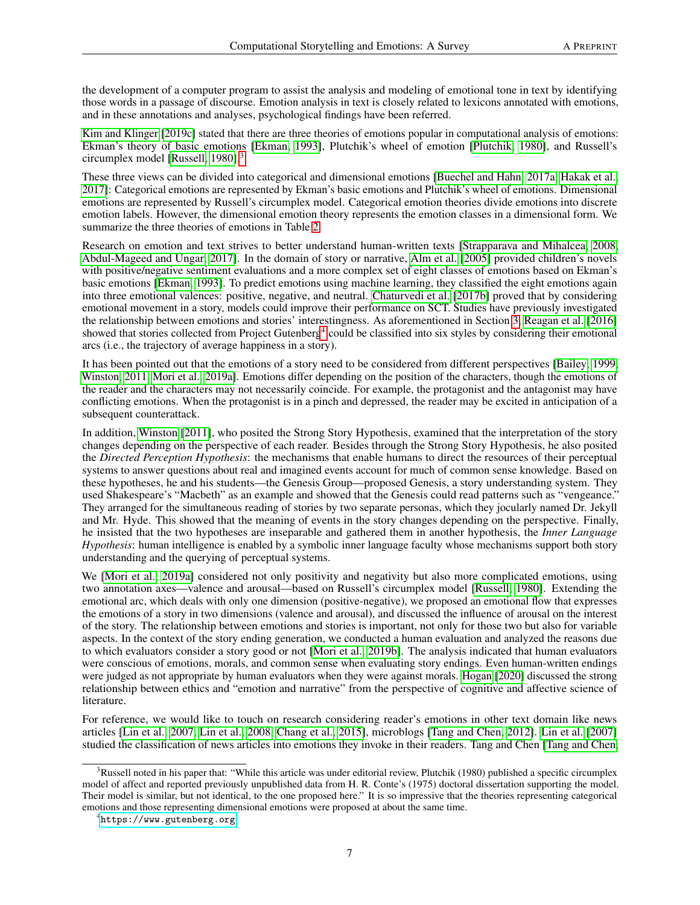the development of a computer program to assist the analysis and modeling of emotional tone in text by identifying those words in a passage of discourse. Emotion analysis in text is closely related to lexicons annotated with emotions, and in these annotations and analyses, psychological findings have been referred.

Kim and Klinger [2019c] stated that there are three theories of emotions popular in computational analysis of emotions: Ekman's theory of basic emotions [Ekman, 1993], Plutchik's wheel of emotion [Plutchik, 1980], and Russell's circumplex model [Russell, 1980].[3]

These three views can be divided into categorical and dimensional emotions [Buechel and Hahn, 2017a, Hakak et al., 2017]: Categorical emotions are represented by Ekman's basic emotions and Plutchik's wheel of emotions. Dimensional emotions are represented by Russell's circumplex model. Categorical emotion theories divide emotions into discrete emotion labels. However, the dimensional emotion theory represents the emotion classes in a dimensional form. We summarize the three theories of emotions in Table 2.

Research on emotion and text strives to better understand human-written texts [Strapparava and Mihalcea, 2008, Abdul-Mageed and Ungar, 2017]. In the domain of story or narrative, Alm et al. [2005] provided children's novels with positive/negative sentiment evaluations and a more complex set of eight classes of emotions based on Ekman's basic emotions [Ekman, 1993]. To predict emotions using machine learning, they classified the eight emotions again into three emotional valences: positive, negative, and neutral. Chaturvedi et al. [2017b] proved that by considering emotional movement in a story, models could improve their performance on SCT. Studies have previously investigated the relationship between emotions and stories' interestingness. As aforementioned in Section 3, Reagan et al. [2016] showed that stories collected from Project Gutenberg[4] could be classified into six styles by considering their emotional arcs (i.e., the trajectory of average happiness in a story).

It has been pointed out that the emotions of a story need to be considered from different perspectives [Bailey, 1999, Winston, 2011, Mori et al., 2019a]. Emotions differ depending on the position of the characters, though the emotions of the reader and the characters may not necessarily coincide. For example, the protagonist and the antagonist may have conflicting emotions. When the protagonist is in a pinch and depressed, the reader may be excited in anticipation of a subsequent counterattack.

In addition, Winston [2011], who posited the Strong Story Hypothesis, examined that the interpretation of the story changes depending on the perspective of each reader. Besides through the Strong Story Hypothesis, he also posited the *Directed Perception Hypothesis*: the mechanisms that enable humans to direct the resources of their perceptual systems to answer questions about real and imagined events account for much of common sense knowledge. Based on these hypotheses, he and his students—the Genesis Group—proposed Genesis, a story understanding system. They used Shakespeare's "Macbeth" as an example and showed that the Genesis could read patterns such as "vengeance." They arranged for the simultaneous reading of stories by two separate personas, which they jocularly named Dr. Jekyll and Mr. Hyde. This showed that the meaning of events in the story changes depending on the perspective. Finally, he insisted that the two hypotheses are inseparable and gathered them in another hypothesis, the *Inner Language Hypothesis*: human intelligence is enabled by a symbolic inner language faculty whose mechanisms support both story understanding and the querying of perceptual systems.

We [Mori et al., 2019a] considered not only positivity and negativity but also more complicated emotions, using two annotation axes—valence and arousal—based on Russell's circumplex model [Russell, 1980]. Extending the emotional arc, which deals with only one dimension (positive-negative), we proposed an emotional flow that expresses the emotions of a story in two dimensions (valence and arousal), and discussed the influence of arousal on the interest of the story. The relationship between emotions and stories is important, not only for those two but also for variable aspects. In the context of the story ending generation, we conducted a human evaluation and analyzed the reasons due to which evaluators consider a story good or not [Mori et al., 2019b]. The analysis indicated that human evaluators were conscious of emotions, morals, and common sense when evaluating story endings. Even human-written endings were judged as not appropriate by human evaluators when they were against morals. Hogan [2020] discussed the strong relationship between ethics and "emotion and narrative" from the perspective of cognitive and affective science of literature.

For reference, we would like to touch on research considering reader's emotions in other text domain like news articles [Lin et al., 2007, Lin et al., 2008, Chang et al., 2015], microblogs [Tang and Chen, 2012]. Lin et al. [2007] studied the classification of news articles into emotions they invoke in their readers. Tang and Chen [Tang and Chen,

[3] Russell noted in his paper that: "While this article was under editorial review, Plutchik (1980) published a specific circumplex model of affect and reported previously unpublished data from H. R. Conte's (1975) doctoral dissertation supporting the model. Their model is similar, but not identical, to the one proposed here." It is so impressive that the theories representing categorical emotions and those representing dimensional emotions were proposed at about the same time.

[4] https://www.gutenberg.org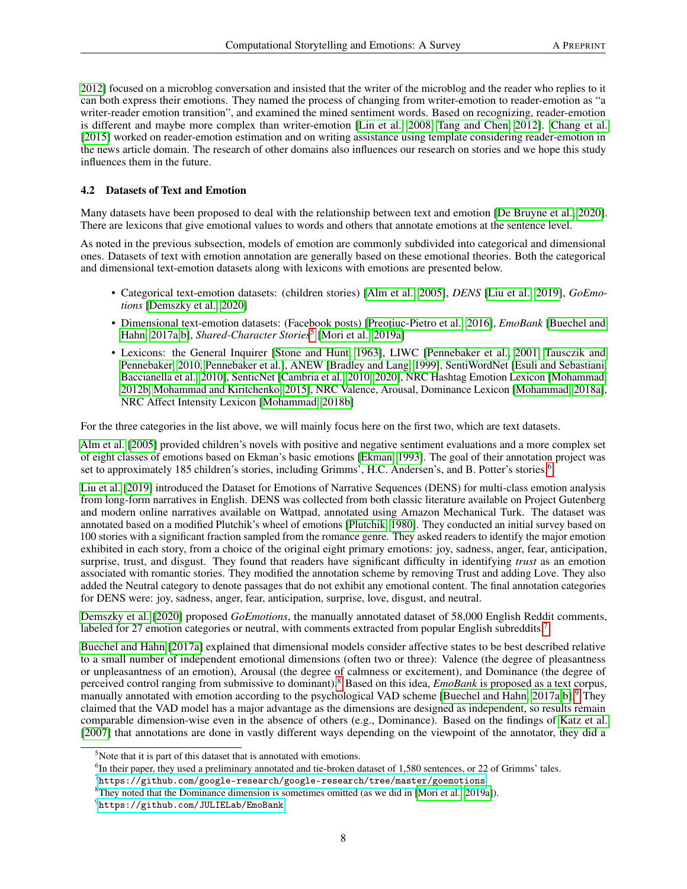2012] focused on a microblog conversation and insisted that the writer of the microblog and the reader who replies to it can both express their emotions. They named the process of changing from writer-emotion to reader-emotion as "a writer-reader emotion transition", and examined the mined sentiment words. Based on recognizing, reader-emotion is different and maybe more complex than writer-emotion [Lin et al., 2008, Tang and Chen, 2012]. Chang et al. [2015] worked on reader-emotion estimation and on writing assistance using template considering reader-emotion in the news article domain. The research of other domains also influences our research on stories and we hope this study influences them in the future.

### 4.2 Datasets of Text and Emotion

Many datasets have been proposed to deal with the relationship between text and emotion [De Bruyne et al., 2020]. There are lexicons that give emotional values to words and others that annotate emotions at the sentence level.

As noted in the previous subsection, models of emotion are commonly subdivided into categorical and dimensional ones. Datasets of text with emotion annotation are generally based on these emotional theories. Both the categorical and dimensional text-emotion datasets along with lexicons with emotions are presented below.

- Categorical text-emotion datasets: (children stories) [Alm et al., 2005], *DENS* [Liu et al., 2019], *GoEmotions* [Demszky et al., 2020]
- Dimensional text-emotion datasets: (Facebook posts) [Preoţiuc-Pietro et al., 2016], *EmoBank* [Buechel and Hahn, 2017a,b], *Shared-Character Stories*[5] [Mori et al., 2019a]
- Lexicons: the General Inquirer [Stone and Hunt, 1963], LIWC [Pennebaker et al., 2001, Tausczik and Pennebaker, 2010, Pennebaker et al.], ANEW [Bradley and Lang, 1999], SentiWordNet [Esuli and Sebastiani, Baccianella et al., 2010], SenticNet [Cambria et al., 2010, 2020], NRC Hashtag Emotion Lexicon [Mohammad, 2012b, Mohammad and Kiritchenko, 2015], NRC Valence, Arousal, Dominance Lexicon [Mohammad, 2018a], NRC Affect Intensity Lexicon [Mohammad, 2018b]

For the three categories in the list above, we will mainly focus here on the first two, which are text datasets.

Alm et al. [2005] provided children's novels with positive and negative sentiment evaluations and a more complex set of eight classes of emotions based on Ekman's basic emotions [Ekman, 1993]. The goal of their annotation project was set to approximately 185 children's stories, including Grimms', H.C. Andersen's, and B. Potter's stories.[6]

Liu et al. [2019] introduced the Dataset for Emotions of Narrative Sequences (DENS) for multi-class emotion analysis from long-form narratives in English. DENS was collected from both classic literature available on Project Gutenberg and modern online narratives available on Wattpad, annotated using Amazon Mechanical Turk. The dataset was annotated based on a modified Plutchik's wheel of emotions [Plutchik, 1980]. They conducted an initial survey based on 100 stories with a significant fraction sampled from the romance genre. They asked readers to identify the major emotion exhibited in each story, from a choice of the original eight primary emotions: joy, sadness, anger, fear, anticipation, surprise, trust, and disgust. They found that readers have significant difficulty in identifying *trust* as an emotion associated with romantic stories. They modified the annotation scheme by removing Trust and adding Love. They also added the Neutral category to denote passages that do not exhibit any emotional content. The final annotation categories for DENS were: joy, sadness, anger, fear, anticipation, surprise, love, disgust, and neutral.

Demszky et al. [2020] proposed *GoEmotions*, the manually annotated dataset of 58,000 English Reddit comments, labeled for 27 emotion categories or neutral, with comments extracted from popular English subreddits.[7]

Buechel and Hahn [2017a] explained that dimensional models consider affective states to be best described relative to a small number of independent emotional dimensions (often two or three): Valence (the degree of pleasantness or unpleasantness of an emotion), Arousal (the degree of calmness or excitement), and Dominance (the degree of perceived control ranging from submissive to dominant).[8] Based on this idea, *EmoBank* is proposed as a text corpus, manually annotated with emotion according to the psychological VAD scheme [Buechel and Hahn, 2017a,b].[9] They claimed that the VAD model has a major advantage as the dimensions are designed as independent, so results remain comparable dimension-wise even in the absence of others (e.g., Dominance). Based on the findings of Katz et al. [2007] that annotations are done in vastly different ways depending on the viewpoint of the annotator, they did a

[5] Note that it is part of this dataset that is annotated with emotions.

[6] In their paper, they used a preliminary annotated and tie-broken dataset of 1,580 sentences, or 22 of Grimms' tales.

[7] https://github.com/google-research/google-research/tree/master/goemotions

[8] They noted that the Dominance dimension is sometimes omitted (as we did in [Mori et al., 2019a]).

[9] https://github.com/JULIELab/EmoBank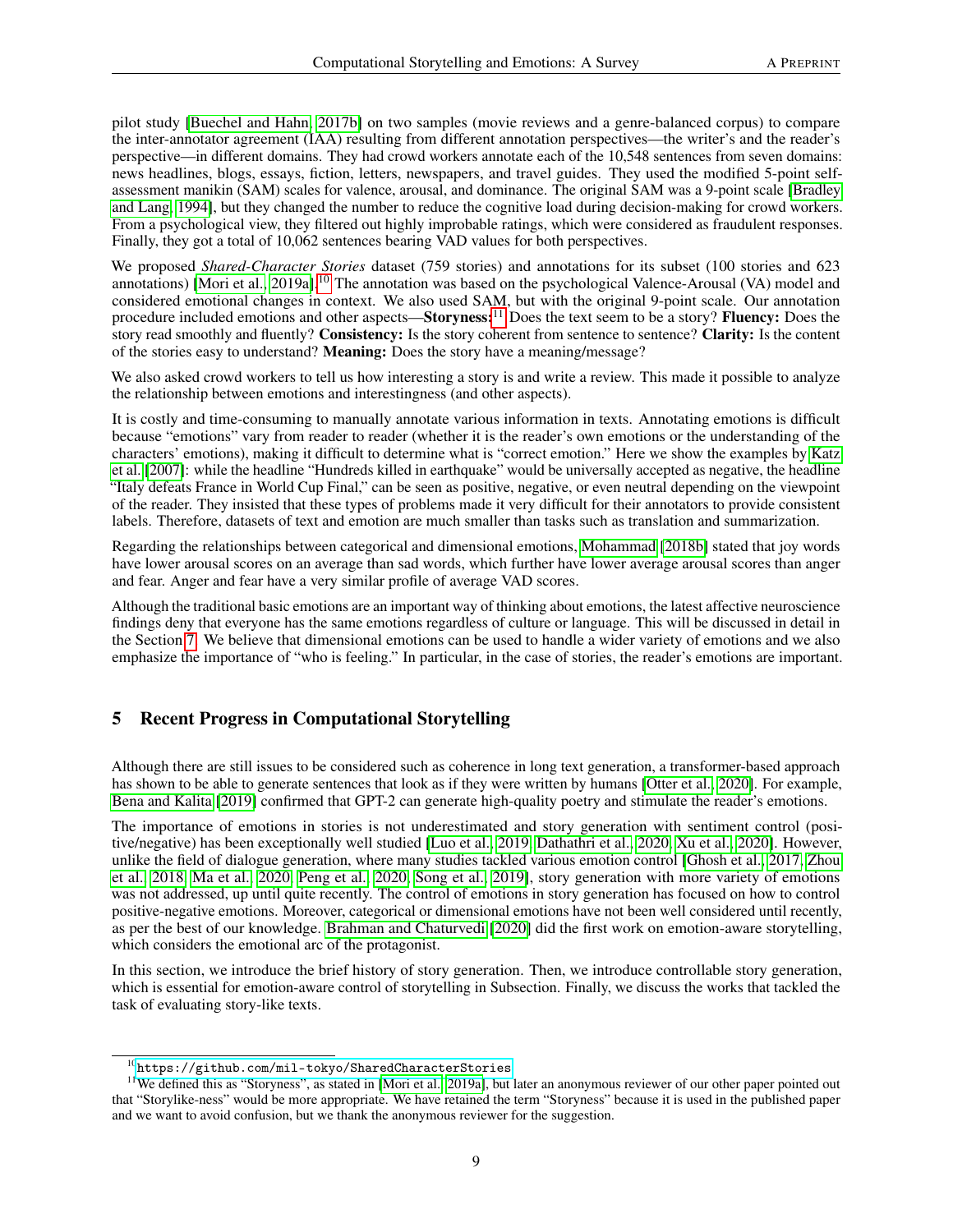pilot study [Buechel and Hahn, 2017b] on two samples (movie reviews and a genre-balanced corpus) to compare the inter-annotator agreement (IAA) resulting from different annotation perspectives—the writer's and the reader's perspective—in different domains. They had crowd workers annotate each of the 10,548 sentences from seven domains: news headlines, blogs, essays, fiction, letters, newspapers, and travel guides. They used the modified 5-point self-assessment manikin (SAM) scales for valence, arousal, and dominance. The original SAM was a 9-point scale [Bradley and Lang, 1994], but they changed the number to reduce the cognitive load during decision-making for crowd workers. From a psychological view, they filtered out highly improbable ratings, which were considered as fraudulent responses. Finally, they got a total of 10,062 sentences bearing VAD values for both perspectives.

We proposed *Shared-Character Stories* dataset (759 stories) and annotations for its subset (100 stories and 623 annotations) [Mori et al., 2019a].[10] The annotation was based on the psychological Valence-Arousal (VA) model and considered emotional changes in context. We also used SAM, but with the original 9-point scale. Our annotation procedure included emotions and other aspects—**Storyness:**[11] Does the text seem to be a story? **Fluency:** Does the story read smoothly and fluently? **Consistency:** Is the story coherent from sentence to sentence? **Clarity:** Is the content of the stories easy to understand? **Meaning:** Does the story have a meaning/message?

We also asked crowd workers to tell us how interesting a story is and write a review. This made it possible to analyze the relationship between emotions and interestingness (and other aspects).

It is costly and time-consuming to manually annotate various information in texts. Annotating emotions is difficult because "emotions" vary from reader to reader (whether it is the reader's own emotions or the understanding of the characters' emotions), making it difficult to determine what is "correct emotion." Here we show the examples by Katz et al. [2007]: while the headline "Hundreds killed in earthquake" would be universally accepted as negative, the headline "Italy defeats France in World Cup Final," can be seen as positive, negative, or even neutral depending on the viewpoint of the reader. They insisted that these types of problems made it very difficult for their annotators to provide consistent labels. Therefore, datasets of text and emotion are much smaller than tasks such as translation and summarization.

Regarding the relationships between categorical and dimensional emotions, Mohammad [2018b] stated that joy words have lower arousal scores on an average than sad words, which further have lower average arousal scores than anger and fear. Anger and fear have a very similar profile of average VAD scores.

Although the traditional basic emotions are an important way of thinking about emotions, the latest affective neuroscience findings deny that everyone has the same emotions regardless of culture or language. This will be discussed in detail in the Section 7. We believe that dimensional emotions can be used to handle a wider variety of emotions and we also emphasize the importance of "who is feeling." In particular, in the case of stories, the reader's emotions are important.

## 5 Recent Progress in Computational Storytelling

Although there are still issues to be considered such as coherence in long text generation, a transformer-based approach has shown to be able to generate sentences that look as if they were written by humans [Otter et al., 2020]. For example, Bena and Kalita [2019] confirmed that GPT-2 can generate high-quality poetry and stimulate the reader's emotions.

The importance of emotions in stories is not underestimated and story generation with sentiment control (positive/negative) has been exceptionally well studied [Luo et al., 2019, Dathathri et al., 2020, Xu et al., 2020]. However, unlike the field of dialogue generation, where many studies tackled various emotion control [Ghosh et al., 2017, Zhou et al., 2018, Ma et al., 2020, Peng et al., 2020, Song et al., 2019], story generation with more variety of emotions was not addressed, up until quite recently. The control of emotions in story generation has focused on how to control positive-negative emotions. Moreover, categorical or dimensional emotions have not been well considered until recently, as per the best of our knowledge. Brahman and Chaturvedi [2020] did the first work on emotion-aware storytelling, which considers the emotional arc of the protagonist.

In this section, we introduce the brief history of story generation. Then, we introduce controllable story generation, which is essential for emotion-aware control of storytelling in Subsection. Finally, we discuss the works that tackled the task of evaluating story-like texts.

[10] https://github.com/mil-tokyo/SharedCharacterStories

[11] We defined this as "Storyness", as stated in [Mori et al., 2019a], but later an anonymous reviewer of our other paper pointed out that "Storylike-ness" would be more appropriate. We have retained the term "Storyness" because it is used in the published paper and we want to avoid confusion, but we thank the anonymous reviewer for the suggestion.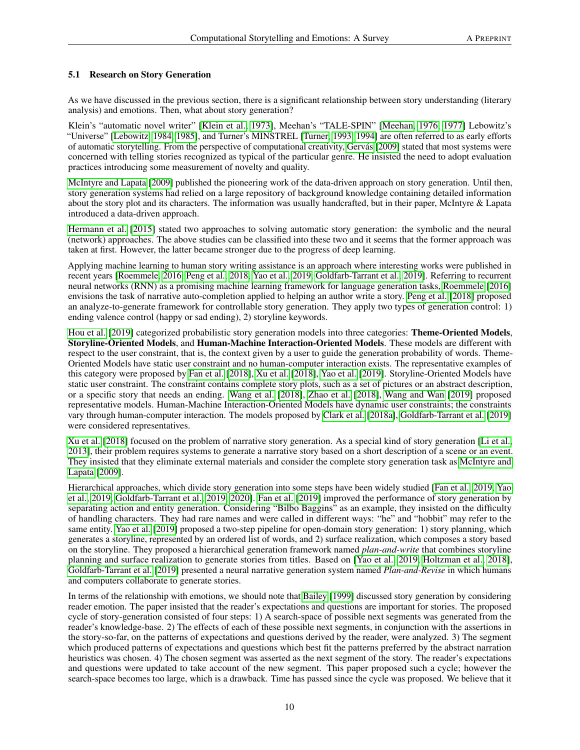### 5.1 Research on Story Generation

As we have discussed in the previous section, there is a significant relationship between story understanding (literary analysis) and emotions. Then, what about story generation?

Klein's "automatic novel writer" [Klein et al., 1973], Meehan's "TALE-SPIN" [Meehan, 1976, 1977] Lebowitz's "Universe" [Lebowitz, 1984, 1985], and Turner's MINSTREL [Turner, 1993, 1994] are often referred to as early efforts of automatic storytelling. From the perspective of computational creativity, Gervás [2009] stated that most systems were concerned with telling stories recognized as typical of the particular genre. He insisted the need to adopt evaluation practices introducing some measurement of novelty and quality.

McIntyre and Lapata [2009] published the pioneering work of the data-driven approach on story generation. Until then, story generation systems had relied on a large repository of background knowledge containing detailed information about the story plot and its characters. The information was usually handcrafted, but in their paper, McIntyre & Lapata introduced a data-driven approach.

Hermann et al. [2015] stated two approaches to solving automatic story generation: the symbolic and the neural (network) approaches. The above studies can be classified into these two and it seems that the former approach was taken at first. However, the latter became stronger due to the progress of deep learning.

Applying machine learning to human story writing assistance is an approach where interesting works were published in recent years [Roemmele, 2016, Peng et al., 2018, Yao et al., 2019, Goldfarb-Tarrant et al., 2019]. Referring to recurrent neural networks (RNN) as a promising machine learning framework for language generation tasks, Roemmele [2016] envisions the task of narrative auto-completion applied to helping an author write a story. Peng et al. [2018] proposed an analyze-to-generate framework for controllable story generation. They apply two types of generation control: 1) ending valence control (happy or sad ending), 2) storyline keywords.

Hou et al. [2019] categorized probabilistic story generation models into three categories: **Theme-Oriented Models**, **Storyline-Oriented Models**, and **Human-Machine Interaction-Oriented Models**. These models are different with respect to the user constraint, that is, the context given by a user to guide the generation probability of words. Theme-Oriented Models have static user constraint and no human-computer interaction exists. The representative examples of this category were proposed by Fan et al. [2018], Xu et al. [2018], Yao et al. [2019]. Storyline-Oriented Models have static user constraint. The constraint contains complete story plots, such as a set of pictures or an abstract description, or a specific story that needs an ending. Wang et al. [2018], Zhao et al. [2018], Wang and Wan [2019] proposed representative models. Human-Machine Interaction-Oriented Models have dynamic user constraints; the constraints vary through human-computer interaction. The models proposed by Clark et al. [2018a], Goldfarb-Tarrant et al. [2019] were considered representatives.

Xu et al. [2018] focused on the problem of narrative story generation. As a special kind of story generation [Li et al., 2013], their problem requires systems to generate a narrative story based on a short description of a scene or an event. They insisted that they eliminate external materials and consider the complete story generation task as McIntyre and Lapata [2009].

Hierarchical approaches, which divide story generation into some steps have been widely studied [Fan et al., 2019, Yao et al., 2019, Goldfarb-Tarrant et al., 2019, 2020]. Fan et al. [2019] improved the performance of story generation by separating action and entity generation. Considering "Bilbo Baggins" as an example, they insisted on the difficulty of handling characters. They had rare names and were called in different ways: "he" and "hobbit" may refer to the same entity. Yao et al. [2019] proposed a two-step pipeline for open-domain story generation: 1) story planning, which generates a storyline, represented by an ordered list of words, and 2) surface realization, which composes a story based on the storyline. They proposed a hierarchical generation framework named *plan-and-write* that combines storyline planning and surface realization to generate stories from titles. Based on [Yao et al., 2019, Holtzman et al., 2018], Goldfarb-Tarrant et al. [2019] presented a neural narrative generation system named *Plan-and-Revise* in which humans and computers collaborate to generate stories.

In terms of the relationship with emotions, we should note that Bailey [1999] discussed story generation by considering reader emotion. The paper insisted that the reader's expectations and questions are important for stories. The proposed cycle of story-generation consisted of four steps: 1) A search-space of possible next segments was generated from the reader's knowledge-base. 2) The effects of each of these possible next segments, in conjunction with the assertions in the story-so-far, on the patterns of expectations and questions derived by the reader, were analyzed. 3) The segment which produced patterns of expectations and questions which best fit the patterns preferred by the abstract narration heuristics was chosen. 4) The chosen segment was asserted as the next segment of the story. The reader's expectations and questions were updated to take account of the new segment. This paper proposed such a cycle; however the search-space becomes too large, which is a drawback. Time has passed since the cycle was proposed. We believe that it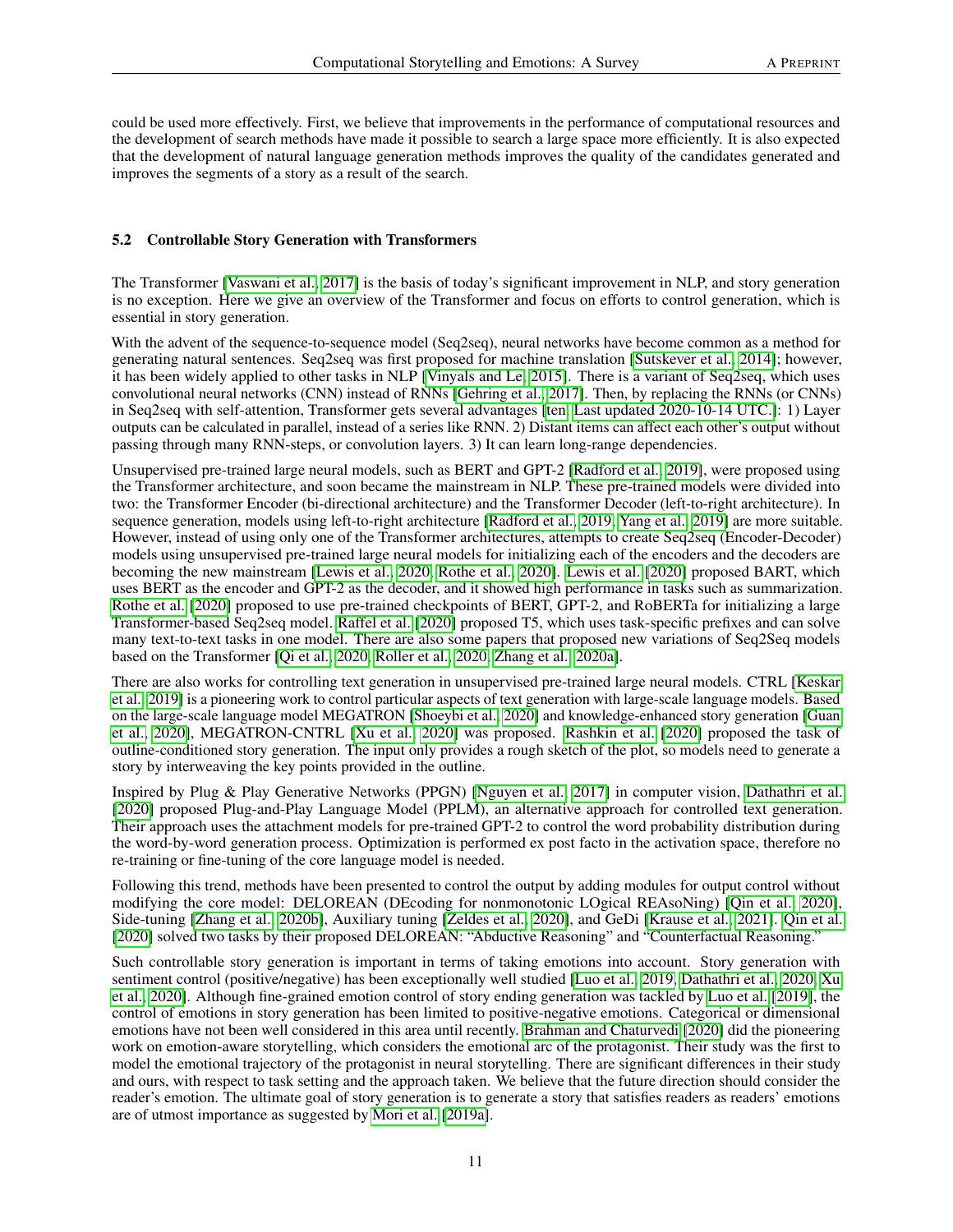could be used more effectively. First, we believe that improvements in the performance of computational resources and the development of search methods have made it possible to search a large space more efficiently. It is also expected that the development of natural language generation methods improves the quality of the candidates generated and improves the segments of a story as a result of the search.

### 5.2 Controllable Story Generation with Transformers

The Transformer [Vaswani et al., 2017] is the basis of today's significant improvement in NLP, and story generation is no exception. Here we give an overview of the Transformer and focus on efforts to control generation, which is essential in story generation.

With the advent of the sequence-to-sequence model (Seq2seq), neural networks have become common as a method for generating natural sentences. Seq2seq was first proposed for machine translation [Sutskever et al., 2014]; however, it has been widely applied to other tasks in NLP [Vinyals and Le, 2015]. There is a variant of Seq2seq, which uses convolutional neural networks (CNN) instead of RNNs [Gehring et al., 2017]. Then, by replacing the RNNs (or CNNs) in Seq2seq with self-attention, Transformer gets several advantages [ten, Last updated 2020-10-14 UTC.]: 1) Layer outputs can be calculated in parallel, instead of a series like RNN. 2) Distant items can affect each other's output without passing through many RNN-steps, or convolution layers. 3) It can learn long-range dependencies.

Unsupervised pre-trained large neural models, such as BERT and GPT-2 [Radford et al., 2019], were proposed using the Transformer architecture, and soon became the mainstream in NLP. These pre-trained models were divided into two: the Transformer Encoder (bi-directional architecture) and the Transformer Decoder (left-to-right architecture). In sequence generation, models using left-to-right architecture [Radford et al., 2019, Yang et al., 2019] are more suitable. However, instead of using only one of the Transformer architectures, attempts to create Seq2seq (Encoder-Decoder) models using unsupervised pre-trained large neural models for initializing each of the encoders and the decoders are becoming the new mainstream [Lewis et al., 2020, Rothe et al., 2020]. Lewis et al. [2020] proposed BART, which uses BERT as the encoder and GPT-2 as the decoder, and it showed high performance in tasks such as summarization. Rothe et al. [2020] proposed to use pre-trained checkpoints of BERT, GPT-2, and RoBERTa for initializing a large Transformer-based Seq2seq model. Raffel et al. [2020] proposed T5, which uses task-specific prefixes and can solve many text-to-text tasks in one model. There are also some papers that proposed new variations of Seq2Seq models based on the Transformer [Qi et al., 2020, Roller et al., 2020, Zhang et al., 2020a].

There are also works for controlling text generation in unsupervised pre-trained large neural models. CTRL [Keskar et al., 2019] is a pioneering work to control particular aspects of text generation with large-scale language models. Based on the large-scale language model MEGATRON [Shoeybi et al., 2020] and knowledge-enhanced story generation [Guan et al., 2020], MEGATRON-CNTRL [Xu et al., 2020] was proposed. Rashkin et al. [2020] proposed the task of outline-conditioned story generation. The input only provides a rough sketch of the plot, so models need to generate a story by interweaving the key points provided in the outline.

Inspired by Plug & Play Generative Networks (PPGN) [Nguyen et al., 2017] in computer vision, Dathathri et al. [2020] proposed Plug-and-Play Language Model (PPLM), an alternative approach for controlled text generation. Their approach uses the attachment models for pre-trained GPT-2 to control the word probability distribution during the word-by-word generation process. Optimization is performed ex post facto in the activation space, therefore no re-training or fine-tuning of the core language model is needed.

Following this trend, methods have been presented to control the output by adding modules for output control without modifying the core model: DELOREAN (DEcoding for nonmonotonic LOgical REAsoNing) [Qin et al., 2020], Side-tuning [Zhang et al., 2020b], Auxiliary tuning [Zeldes et al., 2020], and GeDi [Krause et al., 2021]. Qin et al. [2020] solved two tasks by their proposed DELOREAN: "Abductive Reasoning" and "Counterfactual Reasoning."

Such controllable story generation is important in terms of taking emotions into account. Story generation with sentiment control (positive/negative) has been exceptionally well studied [Luo et al., 2019, Dathathri et al., 2020, Xu et al., 2020]. Although fine-grained emotion control of story ending generation was tackled by Luo et al. [2019], the control of emotions in story generation has been limited to positive-negative emotions. Categorical or dimensional emotions have not been well considered in this area until recently. Brahman and Chaturvedi [2020] did the pioneering work on emotion-aware storytelling, which considers the emotional arc of the protagonist. Their study was the first to model the emotional trajectory of the protagonist in neural storytelling. There are significant differences in their study and ours, with respect to task setting and the approach taken. We believe that the future direction should consider the reader's emotion. The ultimate goal of story generation is to generate a story that satisfies readers as readers' emotions are of utmost importance as suggested by Mori et al. [2019a].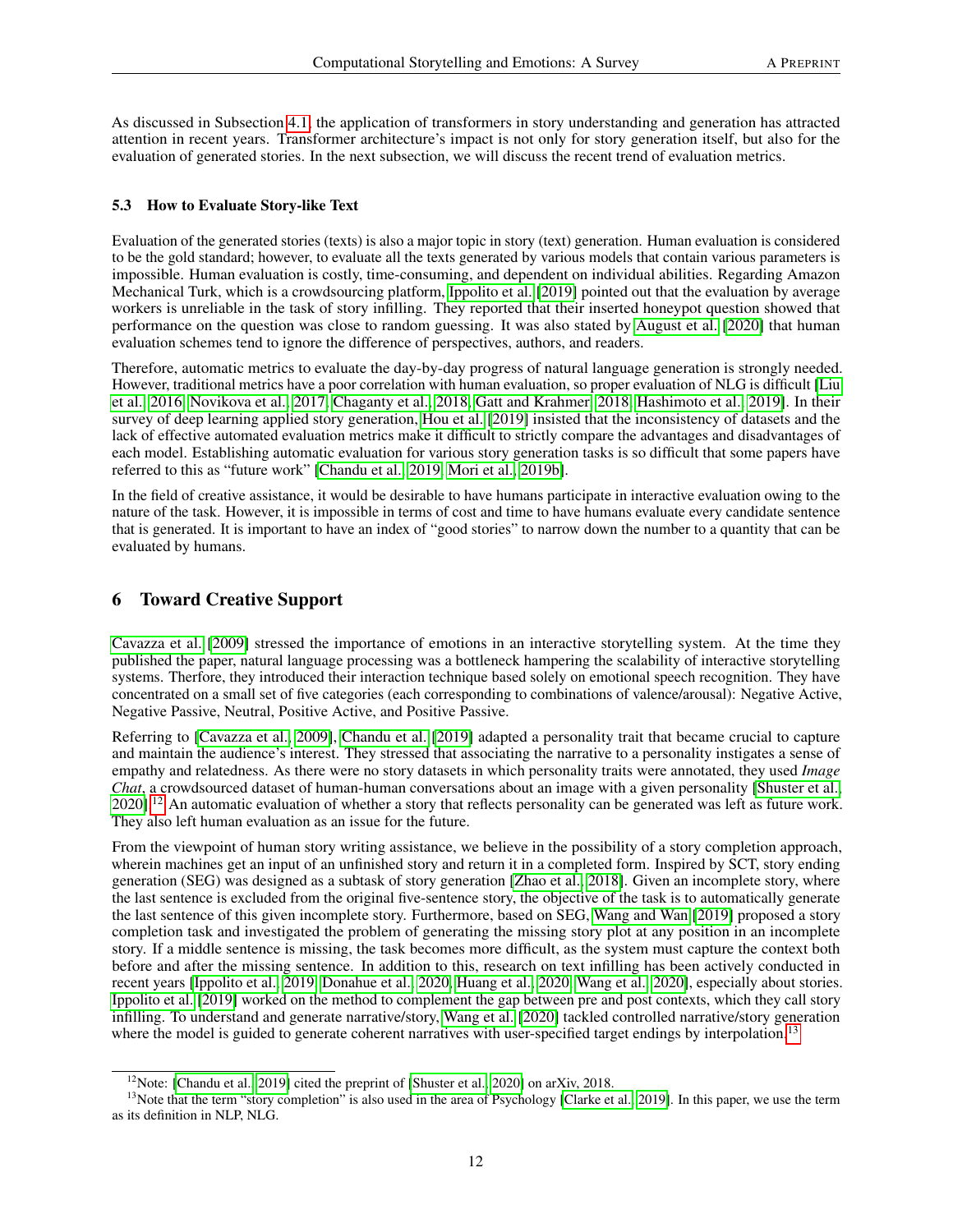As discussed in Subsection 4.1, the application of transformers in story understanding and generation has attracted attention in recent years. Transformer architecture's impact is not only for story generation itself, but also for the evaluation of generated stories. In the next subsection, we will discuss the recent trend of evaluation metrics.

### 5.3 How to Evaluate Story-like Text

Evaluation of the generated stories (texts) is also a major topic in story (text) generation. Human evaluation is considered to be the gold standard; however, to evaluate all the texts generated by various models that contain various parameters is impossible. Human evaluation is costly, time-consuming, and dependent on individual abilities. Regarding Amazon Mechanical Turk, which is a crowdsourcing platform, Ippolito et al. [2019] pointed out that the evaluation by average workers is unreliable in the task of story infilling. They reported that their inserted honeypot question showed that performance on the question was close to random guessing. It was also stated by August et al. [2020] that human evaluation schemes tend to ignore the difference of perspectives, authors, and readers.

Therefore, automatic metrics to evaluate the day-by-day progress of natural language generation is strongly needed. However, traditional metrics have a poor correlation with human evaluation, so proper evaluation of NLG is difficult [Liu et al., 2016, Novikova et al., 2017, Chaganty et al., 2018, Gatt and Krahmer, 2018, Hashimoto et al., 2019]. In their survey of deep learning applied story generation, Hou et al. [2019] insisted that the inconsistency of datasets and the lack of effective automated evaluation metrics make it difficult to strictly compare the advantages and disadvantages of each model. Establishing automatic evaluation for various story generation tasks is so difficult that some papers have referred to this as "future work" [Chandu et al., 2019, Mori et al., 2019b].

In the field of creative assistance, it would be desirable to have humans participate in interactive evaluation owing to the nature of the task. However, it is impossible in terms of cost and time to have humans evaluate every candidate sentence that is generated. It is important to have an index of "good stories" to narrow down the number to a quantity that can be evaluated by humans.

## 6 Toward Creative Support

Cavazza et al. [2009] stressed the importance of emotions in an interactive storytelling system. At the time they published the paper, natural language processing was a bottleneck hampering the scalability of interactive storytelling systems. Therfore, they introduced their interaction technique based solely on emotional speech recognition. They have concentrated on a small set of five categories (each corresponding to combinations of valence/arousal): Negative Active, Negative Passive, Neutral, Positive Active, and Positive Passive.

Referring to [Cavazza et al., 2009], Chandu et al. [2019] adapted a personality trait that became crucial to capture and maintain the audience's interest. They stressed that associating the narrative to a personality instigates a sense of empathy and relatedness. As there were no story datasets in which personality traits were annotated, they used *Image Chat*, a crowdsourced dataset of human-human conversations about an image with a given personality [Shuster et al., 2020].[12] An automatic evaluation of whether a story that reflects personality can be generated was left as future work. They also left human evaluation as an issue for the future.

From the viewpoint of human story writing assistance, we believe in the possibility of a story completion approach, wherein machines get an input of an unfinished story and return it in a completed form. Inspired by SCT, story ending generation (SEG) was designed as a subtask of story generation [Zhao et al., 2018]. Given an incomplete story, where the last sentence is excluded from the original five-sentence story, the objective of the task is to automatically generate the last sentence of this given incomplete story. Furthermore, based on SEG, Wang and Wan [2019] proposed a story completion task and investigated the problem of generating the missing story plot at any position in an incomplete story. If a middle sentence is missing, the task becomes more difficult, as the system must capture the context both before and after the missing sentence. In addition to this, research on text infilling has been actively conducted in recent years [Ippolito et al., 2019, Donahue et al., 2020, Huang et al., 2020, Wang et al., 2020], especially about stories. Ippolito et al. [2019] worked on the method to complement the gap between pre and post contexts, which they call story infilling. To understand and generate narrative/story, Wang et al. [2020] tackled controlled narrative/story generation where the model is guided to generate coherent narratives with user-specified target endings by interpolation.[13]

[12]Note: [Chandu et al., 2019] cited the preprint of [Shuster et al., 2020] on arXiv, 2018.

[13]Note that the term "story completion" is also used in the area of Psychology [Clarke et al., 2019]. In this paper, we use the term as its definition in NLP, NLG.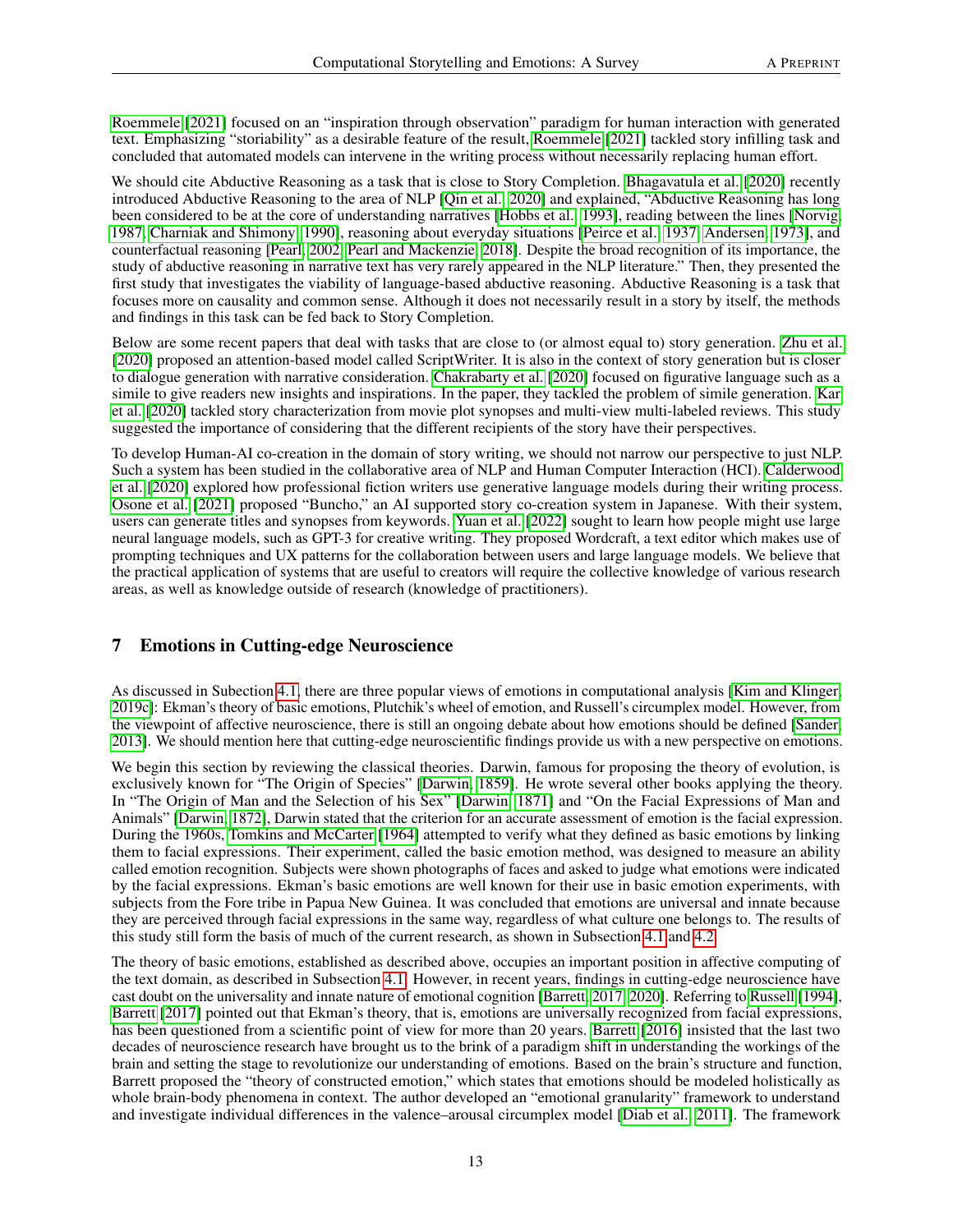Roemmele [2021] focused on an "inspiration through observation" paradigm for human interaction with generated text. Emphasizing "storiability" as a desirable feature of the result, Roemmele [2021] tackled story infilling task and concluded that automated models can intervene in the writing process without necessarily replacing human effort.

We should cite Abductive Reasoning as a task that is close to Story Completion. Bhagavatula et al. [2020] recently introduced Abductive Reasoning to the area of NLP [Qin et al., 2020] and explained, "Abductive Reasoning has long been considered to be at the core of understanding narratives [Hobbs et al., 1993], reading between the lines [Norvig, 1987, Charniak and Shimony, 1990], reasoning about everyday situations [Peirce et al., 1937, Andersen, 1973], and counterfactual reasoning [Pearl, 2002, Pearl and Mackenzie, 2018]. Despite the broad recognition of its importance, the study of abductive reasoning in narrative text has very rarely appeared in the NLP literature." Then, they presented the first study that investigates the viability of language-based abductive reasoning. Abductive Reasoning is a task that focuses more on causality and common sense. Although it does not necessarily result in a story by itself, the methods and findings in this task can be fed back to Story Completion.

Below are some recent papers that deal with tasks that are close to (or almost equal to) story generation. Zhu et al. [2020] proposed an attention-based model called ScriptWriter. It is also in the context of story generation but is closer to dialogue generation with narrative consideration. Chakrabarty et al. [2020] focused on figurative language such as a simile to give readers new insights and inspirations. In the paper, they tackled the problem of simile generation. Kar et al. [2020] tackled story characterization from movie plot synopses and multi-view multi-labeled reviews. This study suggested the importance of considering that the different recipients of the story have their perspectives.

To develop Human-AI co-creation in the domain of story writing, we should not narrow our perspective to just NLP. Such a system has been studied in the collaborative area of NLP and Human Computer Interaction (HCI). Calderwood et al. [2020] explored how professional fiction writers use generative language models during their writing process. Osone et al. [2021] proposed "Buncho," an AI supported story co-creation system in Japanese. With their system, users can generate titles and synopses from keywords. Yuan et al. [2022] sought to learn how people might use large neural language models, such as GPT-3 for creative writing. They proposed Wordcraft, a text editor which makes use of prompting techniques and UX patterns for the collaboration between users and large language models. We believe that the practical application of systems that are useful to creators will require the collective knowledge of various research areas, as well as knowledge outside of research (knowledge of practitioners).

## 7 Emotions in Cutting-edge Neuroscience

As discussed in Subection 4.1, there are three popular views of emotions in computational analysis [Kim and Klinger, 2019c]: Ekman's theory of basic emotions, Plutchik's wheel of emotion, and Russell's circumplex model. However, from the viewpoint of affective neuroscience, there is still an ongoing debate about how emotions should be defined [Sander, 2013]. We should mention here that cutting-edge neuroscientific findings provide us with a new perspective on emotions.

We begin this section by reviewing the classical theories. Darwin, famous for proposing the theory of evolution, is exclusively known for "The Origin of Species" [Darwin, 1859]. He wrote several other books applying the theory. In "The Origin of Man and the Selection of his Sex" [Darwin, 1871] and "On the Facial Expressions of Man and Animals" [Darwin, 1872], Darwin stated that the criterion for an accurate assessment of emotion is the facial expression. During the 1960s, Tomkins and McCarter [1964] attempted to verify what they defined as basic emotions by linking them to facial expressions. Their experiment, called the basic emotion method, was designed to measure an ability called emotion recognition. Subjects were shown photographs of faces and asked to judge what emotions were indicated by the facial expressions. Ekman's basic emotions are well known for their use in basic emotion experiments, with subjects from the Fore tribe in Papua New Guinea. It was concluded that emotions are universal and innate because they are perceived through facial expressions in the same way, regardless of what culture one belongs to. The results of this study still form the basis of much of the current research, as shown in Subsection 4.1 and 4.2.

The theory of basic emotions, established as described above, occupies an important position in affective computing of the text domain, as described in Subsection 4.1. However, in recent years, findings in cutting-edge neuroscience have cast doubt on the universality and innate nature of emotional cognition [Barrett, 2017, 2020]. Referring to Russell [1994], Barrett [2017] pointed out that Ekman's theory, that is, emotions are universally recognized from facial expressions, has been questioned from a scientific point of view for more than 20 years. Barrett [2016] insisted that the last two decades of neuroscience research have brought us to the brink of a paradigm shift in understanding the workings of the brain and setting the stage to revolutionize our understanding of emotions. Based on the brain's structure and function, Barrett proposed the "theory of constructed emotion," which states that emotions should be modeled holistically as whole brain-body phenomena in context. The author developed an "emotional granularity" framework to understand and investigate individual differences in the valence–arousal circumplex model [Diab et al., 2011]. The framework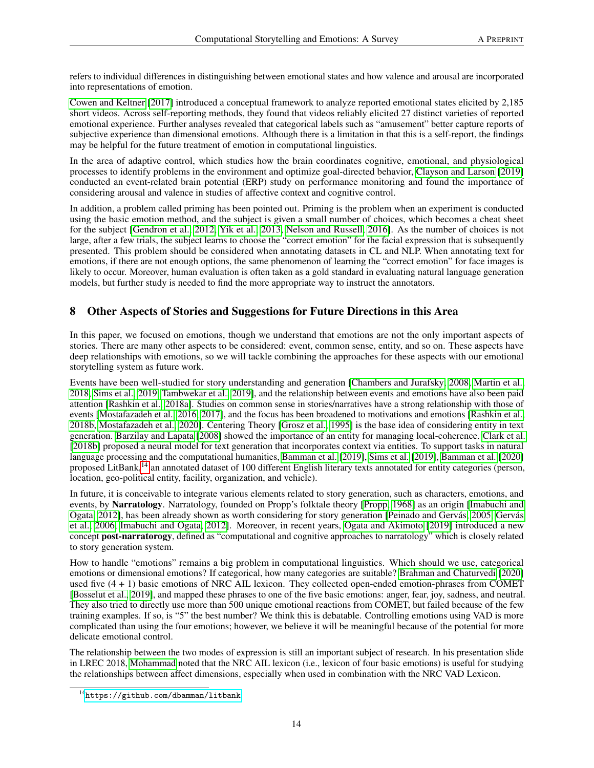refers to individual differences in distinguishing between emotional states and how valence and arousal are incorporated into representations of emotion.

Cowen and Keltner [2017] introduced a conceptual framework to analyze reported emotional states elicited by 2,185 short videos. Across self-reporting methods, they found that videos reliably elicited 27 distinct varieties of reported emotional experience. Further analyses revealed that categorical labels such as "amusement" better capture reports of subjective experience than dimensional emotions. Although there is a limitation in that this is a self-report, the findings may be helpful for the future treatment of emotion in computational linguistics.

In the area of adaptive control, which studies how the brain coordinates cognitive, emotional, and physiological processes to identify problems in the environment and optimize goal-directed behavior, Clayson and Larson [2019] conducted an event-related brain potential (ERP) study on performance monitoring and found the importance of considering arousal and valence in studies of affective context and cognitive control.

In addition, a problem called priming has been pointed out. Priming is the problem when an experiment is conducted using the basic emotion method, and the subject is given a small number of choices, which becomes a cheat sheet for the subject [Gendron et al., 2012, Yik et al., 2013, Nelson and Russell, 2016]. As the number of choices is not large, after a few trials, the subject learns to choose the "correct emotion" for the facial expression that is subsequently presented. This problem should be considered when annotating datasets in CL and NLP. When annotating text for emotions, if there are not enough options, the same phenomenon of learning the "correct emotion" for face images is likely to occur. Moreover, human evaluation is often taken as a gold standard in evaluating natural language generation models, but further study is needed to find the more appropriate way to instruct the annotators.

# 8 Other Aspects of Stories and Suggestions for Future Directions in this Area

In this paper, we focused on emotions, though we understand that emotions are not the only important aspects of stories. There are many other aspects to be considered: event, common sense, entity, and so on. These aspects have deep relationships with emotions, so we will tackle combining the approaches for these aspects with our emotional storytelling system as future work.

Events have been well-studied for story understanding and generation [Chambers and Jurafsky, 2008, Martin et al., 2018, Sims et al., 2019, Tambwekar et al., 2019], and the relationship between events and emotions have also been paid attention [Rashkin et al., 2018a]. Studies on common sense in stories/narratives have a strong relationship with those of events [Mostafazadeh et al., 2016, 2017], and the focus has been broadened to motivations and emotions [Rashkin et al., 2018b, Mostafazadeh et al., 2020]. Centering Theory [Grosz et al., 1995] is the base idea of considering entity in text generation. Barzilay and Lapata [2008] showed the importance of an entity for managing local-coherence. Clark et al. [2018b] proposed a neural model for text generation that incorporates context via entities. To support tasks in natural language processing and the computational humanities, Bamman et al. [2019], Sims et al. [2019], Bamman et al. [2020] proposed LitBank,[14] an annotated dataset of 100 different English literary texts annotated for entity categories (person, location, geo-political entity, facility, organization, and vehicle).

In future, it is conceivable to integrate various elements related to story generation, such as characters, emotions, and events, by **Narratology**. Narratology, founded on Propp's folktale theory [Propp, 1968] as an origin [Imabuchi and Ogata, 2012], has been already shown as worth considering for story generation [Peinado and Gervás, 2005, Gervás et al., 2006, Imabuchi and Ogata, 2012]. Moreover, in recent years, Ogata and Akimoto [2019] introduced a new concept **post-narratorogy**, defined as "computational and cognitive approaches to narratology" which is closely related to story generation system.

How to handle "emotions" remains a big problem in computational linguistics. Which should we use, categorical emotions or dimensional emotions? If categorical, how many categories are suitable? Brahman and Chaturvedi [2020] used five (4 + 1) basic emotions of NRC AIL lexicon. They collected open-ended emotion-phrases from COMET [Bosselut et al., 2019], and mapped these phrases to one of the five basic emotions: anger, fear, joy, sadness, and neutral. They also tried to directly use more than 500 unique emotional reactions from COMET, but failed because of the few training examples. If so, is "5" the best number? We think this is debatable. Controlling emotions using VAD is more complicated than using the four emotions; however, we believe it will be meaningful because of the potential for more delicate emotional control.

The relationship between the two modes of expression is still an important subject of research. In his presentation slide in LREC 2018, Mohammad noted that the NRC AIL lexicon (i.e., lexicon of four basic emotions) is useful for studying the relationships between affect dimensions, especially when used in combination with the NRC VAD Lexicon.

[14] https://github.com/dbamman/litbank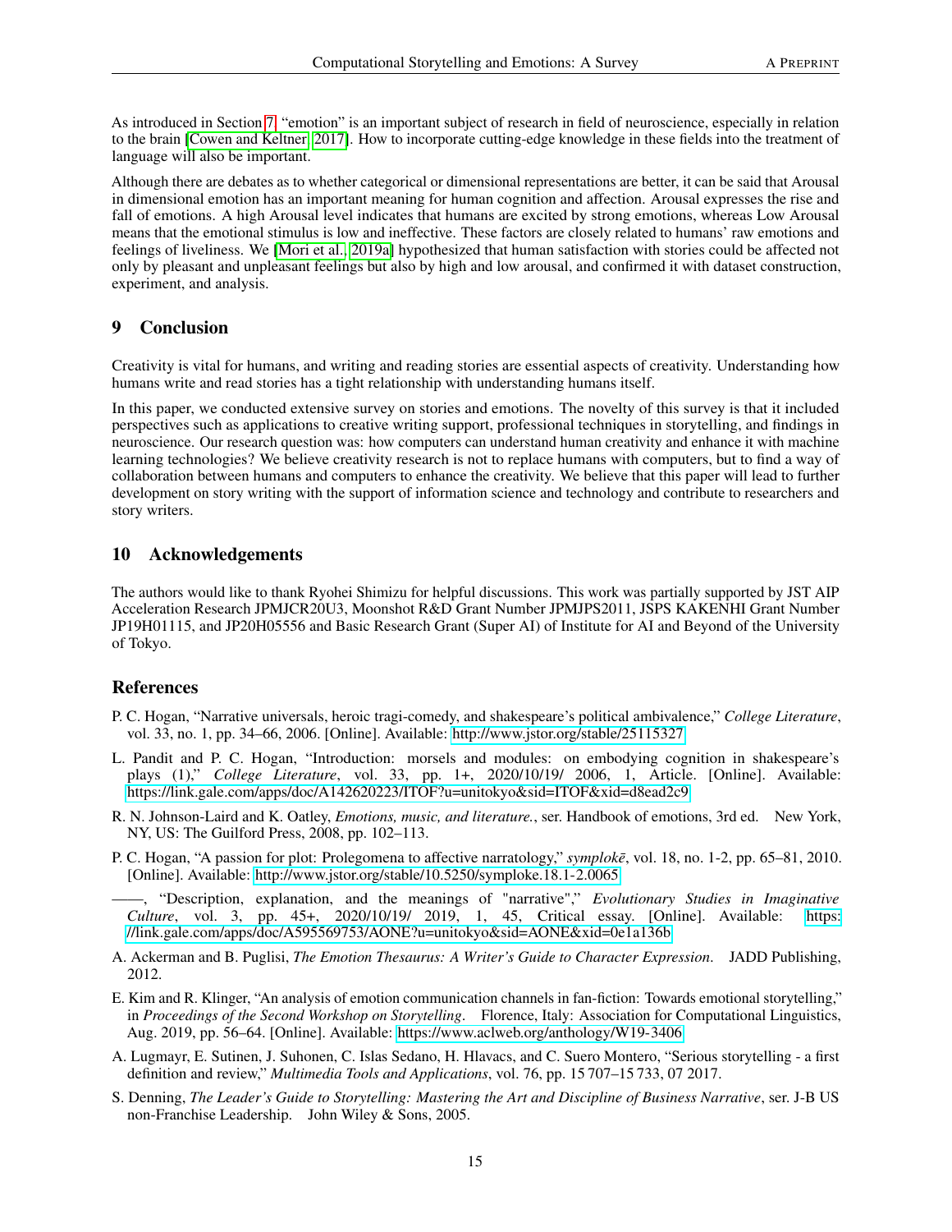As introduced in Section 7, "emotion" is an important subject of research in field of neuroscience, especially in relation to the brain [Cowen and Keltner, 2017]. How to incorporate cutting-edge knowledge in these fields into the treatment of language will also be important.

Although there are debates as to whether categorical or dimensional representations are better, it can be said that Arousal in dimensional emotion has an important meaning for human cognition and affection. Arousal expresses the rise and fall of emotions. A high Arousal level indicates that humans are excited by strong emotions, whereas Low Arousal means that the emotional stimulus is low and ineffective. These factors are closely related to humans' raw emotions and feelings of liveliness. We [Mori et al., 2019a] hypothesized that human satisfaction with stories could be affected not only by pleasant and unpleasant feelings but also by high and low arousal, and confirmed it with dataset construction, experiment, and analysis.

## 9 Conclusion

Creativity is vital for humans, and writing and reading stories are essential aspects of creativity. Understanding how humans write and read stories has a tight relationship with understanding humans itself.

In this paper, we conducted extensive survey on stories and emotions. The novelty of this survey is that it included perspectives such as applications to creative writing support, professional techniques in storytelling, and findings in neuroscience. Our research question was: how computers can understand human creativity and enhance it with machine learning technologies? We believe creativity research is not to replace humans with computers, but to find a way of collaboration between humans and computers to enhance the creativity. We believe that this paper will lead to further development on story writing with the support of information science and technology and contribute to researchers and story writers.

## 10 Acknowledgements

The authors would like to thank Ryohei Shimizu for helpful discussions. This work was partially supported by JST AIP Acceleration Research JPMJCR20U3, Moonshot R&D Grant Number JPMJPS2011, JSPS KAKENHI Grant Number JP19H01115, and JP20H05556 and Basic Research Grant (Super AI) of Institute for AI and Beyond of the University of Tokyo.

## References

P. C. Hogan, "Narrative universals, heroic tragi-comedy, and shakespeare's political ambivalence," *College Literature*, vol. 33, no. 1, pp. 34–66, 2006. [Online]. Available: http://www.jstor.org/stable/25115327

L. Pandit and P. C. Hogan, "Introduction: morsels and modules: on embodying cognition in shakespeare's plays (1)," *College Literature*, vol. 33, pp. 1+, 2020/10/19/ 2006, 1, Article. [Online]. Available: https://link.gale.com/apps/doc/A142620223/ITOF?u=unitokyo&sid=ITOF&xid=d8ead2c9

R. N. Johnson-Laird and K. Oatley, *Emotions, music, and literature.*, ser. Handbook of emotions, 3rd ed. New York, NY, US: The Guilford Press, 2008, pp. 102–113.

P. C. Hogan, "A passion for plot: Prolegomena to affective narratology," *symplokē*, vol. 18, no. 1-2, pp. 65–81, 2010. [Online]. Available: http://www.jstor.org/stable/10.5250/symploke.18.1-2.0065

——, "Description, explanation, and the meanings of "narrative"," *Evolutionary Studies in Imaginative Culture*, vol. 3, pp. 45+, 2020/10/19/ 2019, 1, 45, Critical essay. [Online]. Available: https://link.gale.com/apps/doc/A595569753/AONE?u=unitokyo&sid=AONE&xid=0e1a136b

A. Ackerman and B. Puglisi, *The Emotion Thesaurus: A Writer's Guide to Character Expression*. JADD Publishing, 2012.

E. Kim and R. Klinger, "An analysis of emotion communication channels in fan-fiction: Towards emotional storytelling," in *Proceedings of the Second Workshop on Storytelling*. Florence, Italy: Association for Computational Linguistics, Aug. 2019, pp. 56–64. [Online]. Available: https://www.aclweb.org/anthology/W19-3406

A. Lugmayr, E. Sutinen, J. Suhonen, C. Islas Sedano, H. Hlavacs, and C. Suero Montero, "Serious storytelling - a first definition and review," *Multimedia Tools and Applications*, vol. 76, pp. 15 707–15 733, 07 2017.

S. Denning, *The Leader's Guide to Storytelling: Mastering the Art and Discipline of Business Narrative*, ser. J-B US non-Franchise Leadership. John Wiley & Sons, 2005.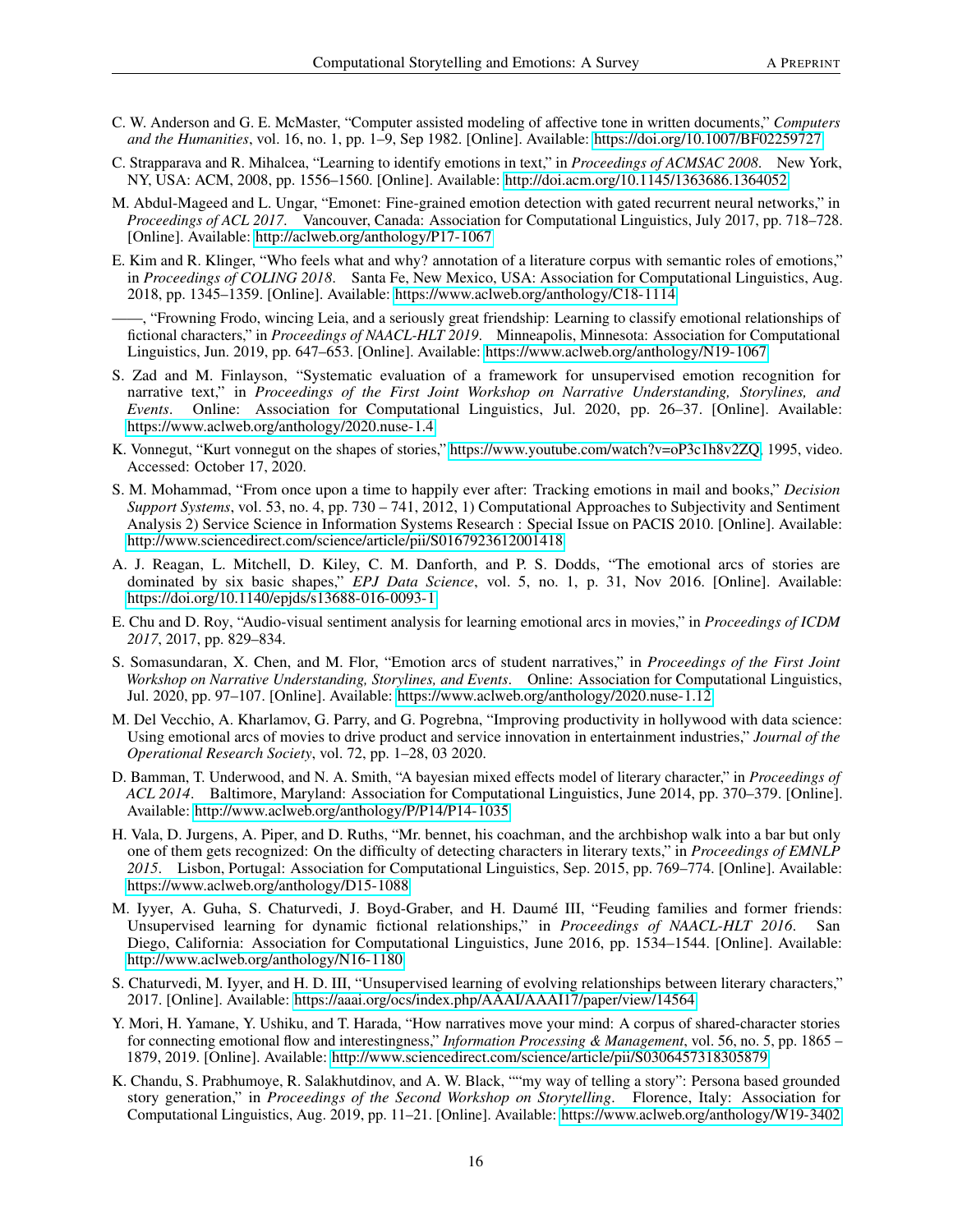C. W. Anderson and G. E. McMaster, “Computer assisted modeling of affective tone in written documents,” *Computers and the Humanities*, vol. 16, no. 1, pp. 1–9, Sep 1982. [Online]. Available: https://doi.org/10.1007/BF02259727

C. Strapparava and R. Mihalcea, “Learning to identify emotions in text,” in *Proceedings of ACMSAC 2008*. New York, NY, USA: ACM, 2008, pp. 1556–1560. [Online]. Available: http://doi.acm.org/10.1145/1363686.1364052

M. Abdul-Mageed and L. Ungar, “Emonet: Fine-grained emotion detection with gated recurrent neural networks,” in *Proceedings of ACL 2017*. Vancouver, Canada: Association for Computational Linguistics, July 2017, pp. 718–728. [Online]. Available: http://aclweb.org/anthology/P17-1067

E. Kim and R. Klinger, “Who feels what and why? annotation of a literature corpus with semantic roles of emotions,” in *Proceedings of COLING 2018*. Santa Fe, New Mexico, USA: Association for Computational Linguistics, Aug. 2018, pp. 1345–1359. [Online]. Available: https://www.aclweb.org/anthology/C18-1114

——, “Frowning Frodo, wincing Leia, and a seriously great friendship: Learning to classify emotional relationships of fictional characters,” in *Proceedings of NAACL-HLT 2019*. Minneapolis, Minnesota: Association for Computational Linguistics, Jun. 2019, pp. 647–653. [Online]. Available: https://www.aclweb.org/anthology/N19-1067

S. Zad and M. Finlayson, “Systematic evaluation of a framework for unsupervised emotion recognition for narrative text,” in *Proceedings of the First Joint Workshop on Narrative Understanding, Storylines, and Events*. Online: Association for Computational Linguistics, Jul. 2020, pp. 26–37. [Online]. Available: https://www.aclweb.org/anthology/2020.nuse-1.4

K. Vonnegut, “Kurt vonnegut on the shapes of stories,” https://www.youtube.com/watch?v=oP3c1h8v2ZQ, 1995, video. Accessed: October 17, 2020.

S. M. Mohammad, “From once upon a time to happily ever after: Tracking emotions in mail and books,” *Decision Support Systems*, vol. 53, no. 4, pp. 730 – 741, 2012, 1) Computational Approaches to Subjectivity and Sentiment Analysis 2) Service Science in Information Systems Research : Special Issue on PACIS 2010. [Online]. Available: http://www.sciencedirect.com/science/article/pii/S0167923612001418

A. J. Reagan, L. Mitchell, D. Kiley, C. M. Danforth, and P. S. Dodds, “The emotional arcs of stories are dominated by six basic shapes,” *EPJ Data Science*, vol. 5, no. 1, p. 31, Nov 2016. [Online]. Available: https://doi.org/10.1140/epjds/s13688-016-0093-1

E. Chu and D. Roy, “Audio-visual sentiment analysis for learning emotional arcs in movies,” in *Proceedings of ICDM 2017*, 2017, pp. 829–834.

S. Somasundaran, X. Chen, and M. Flor, “Emotion arcs of student narratives,” in *Proceedings of the First Joint Workshop on Narrative Understanding, Storylines, and Events*. Online: Association for Computational Linguistics, Jul. 2020, pp. 97–107. [Online]. Available: https://www.aclweb.org/anthology/2020.nuse-1.12

M. Del Vecchio, A. Kharlamov, G. Parry, and G. Pogrebna, “Improving productivity in hollywood with data science: Using emotional arcs of movies to drive product and service innovation in entertainment industries,” *Journal of the Operational Research Society*, vol. 72, pp. 1–28, 03 2020.

D. Bamman, T. Underwood, and N. A. Smith, “A bayesian mixed effects model of literary character,” in *Proceedings of ACL 2014*. Baltimore, Maryland: Association for Computational Linguistics, June 2014, pp. 370–379. [Online]. Available: http://www.aclweb.org/anthology/P/P14/P14-1035

H. Vala, D. Jurgens, A. Piper, and D. Ruths, “Mr. bennet, his coachman, and the archbishop walk into a bar but only one of them gets recognized: On the difficulty of detecting characters in literary texts,” in *Proceedings of EMNLP 2015*. Lisbon, Portugal: Association for Computational Linguistics, Sep. 2015, pp. 769–774. [Online]. Available: https://www.aclweb.org/anthology/D15-1088

M. Iyyer, A. Guha, S. Chaturvedi, J. Boyd-Graber, and H. Daumé III, “Feuding families and former friends: Unsupervised learning for dynamic fictional relationships,” in *Proceedings of NAACL-HLT 2016*. San Diego, California: Association for Computational Linguistics, June 2016, pp. 1534–1544. [Online]. Available: http://www.aclweb.org/anthology/N16-1180

S. Chaturvedi, M. Iyyer, and H. D. III, “Unsupervised learning of evolving relationships between literary characters,” 2017. [Online]. Available: https://aaai.org/ocs/index.php/AAAI/AAAI17/paper/view/14564

Y. Mori, H. Yamane, Y. Ushiku, and T. Harada, “How narratives move your mind: A corpus of shared-character stories for connecting emotional flow and interestingness,” *Information Processing & Management*, vol. 56, no. 5, pp. 1865 – 1879, 2019. [Online]. Available: http://www.sciencedirect.com/science/article/pii/S0306457318305879

K. Chandu, S. Prabhumoye, R. Salakhutdinov, and A. W. Black, ““my way of telling a story”: Persona based grounded story generation,” in *Proceedings of the Second Workshop on Storytelling*. Florence, Italy: Association for Computational Linguistics, Aug. 2019, pp. 11–21. [Online]. Available: https://www.aclweb.org/anthology/W19-3402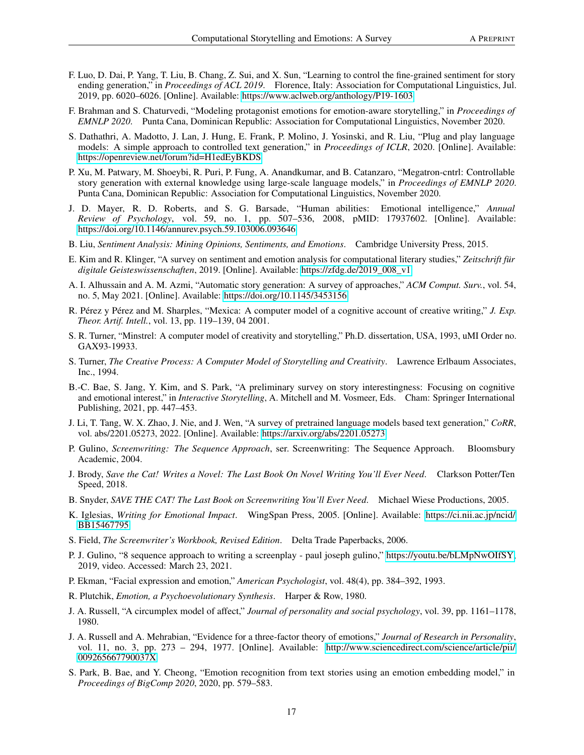F. Luo, D. Dai, P. Yang, T. Liu, B. Chang, Z. Sui, and X. Sun, "Learning to control the fine-grained sentiment for story ending generation," in *Proceedings of ACL 2019*. Florence, Italy: Association for Computational Linguistics, Jul. 2019, pp. 6020–6026. [Online]. Available: https://www.aclweb.org/anthology/P19-1603

F. Brahman and S. Chaturvedi, "Modeling protagonist emotions for emotion-aware storytelling," in *Proceedings of EMNLP 2020*. Punta Cana, Dominican Republic: Association for Computational Linguistics, November 2020.

S. Dathathri, A. Madotto, J. Lan, J. Hung, E. Frank, P. Molino, J. Yosinski, and R. Liu, "Plug and play language models: A simple approach to controlled text generation," in *Proceedings of ICLR*, 2020. [Online]. Available: https://openreview.net/forum?id=H1edEyBKDS

P. Xu, M. Patwary, M. Shoeybi, R. Puri, P. Fung, A. Anandkumar, and B. Catanzaro, "Megatron-cntrl: Controllable story generation with external knowledge using large-scale language models," in *Proceedings of EMNLP 2020*. Punta Cana, Dominican Republic: Association for Computational Linguistics, November 2020.

J. D. Mayer, R. D. Roberts, and S. G. Barsade, "Human abilities: Emotional intelligence," *Annual Review of Psychology*, vol. 59, no. 1, pp. 507–536, 2008, pMID: 17937602. [Online]. Available: https://doi.org/10.1146/annurev.psych.59.103006.093646

B. Liu, *Sentiment Analysis: Mining Opinions, Sentiments, and Emotions*. Cambridge University Press, 2015.

E. Kim and R. Klinger, "A survey on sentiment and emotion analysis for computational literary studies," *Zeitschrift für digitale Geisteswissenschaften*, 2019. [Online]. Available: https://zfdg.de/2019_008_v1

A. I. Alhussain and A. M. Azmi, "Automatic story generation: A survey of approaches," *ACM Comput. Surv.*, vol. 54, no. 5, May 2021. [Online]. Available: https://doi.org/10.1145/3453156

R. Pérez y Pérez and M. Sharples, "Mexica: A computer model of a cognitive account of creative writing," *J. Exp. Theor. Artif. Intell.*, vol. 13, pp. 119–139, 04 2001.

S. R. Turner, "Minstrel: A computer model of creativity and storytelling," Ph.D. dissertation, USA, 1993, uMI Order no. GAX93-19933.

S. Turner, *The Creative Process: A Computer Model of Storytelling and Creativity*. Lawrence Erlbaum Associates, Inc., 1994.

B.-C. Bae, S. Jang, Y. Kim, and S. Park, "A preliminary survey on story interestingness: Focusing on cognitive and emotional interest," in *Interactive Storytelling*, A. Mitchell and M. Vosmeer, Eds. Cham: Springer International Publishing, 2021, pp. 447–453.

J. Li, T. Tang, W. X. Zhao, J. Nie, and J. Wen, "A survey of pretrained language models based text generation," *CoRR*, vol. abs/2201.05273, 2022. [Online]. Available: https://arxiv.org/abs/2201.05273

P. Gulino, *Screenwriting: The Sequence Approach*, ser. Screenwriting: The Sequence Approach. Bloomsbury Academic, 2004.

J. Brody, *Save the Cat! Writes a Novel: The Last Book On Novel Writing You'll Ever Need*. Clarkson Potter/Ten Speed, 2018.

B. Snyder, *SAVE THE CAT! The Last Book on Screenwriting You'll Ever Need*. Michael Wiese Productions, 2005.

K. Iglesias, *Writing for Emotional Impact*. WingSpan Press, 2005. [Online]. Available: https://ci.nii.ac.jp/ncid/BB15467795

S. Field, *The Screenwriter's Workbook, Revised Edition*. Delta Trade Paperbacks, 2006.

P. J. Gulino, "8 sequence approach to writing a screenplay - paul joseph gulino," https://youtu.be/bLMpNwOIfSY, 2019, video. Accessed: March 23, 2021.

P. Ekman, "Facial expression and emotion," *American Psychologist*, vol. 48(4), pp. 384–392, 1993.

R. Plutchik, *Emotion, a Psychoevolutionary Synthesis*. Harper & Row, 1980.

J. A. Russell, "A circumplex model of affect," *Journal of personality and social psychology*, vol. 39, pp. 1161–1178, 1980.

J. A. Russell and A. Mehrabian, "Evidence for a three-factor theory of emotions," *Journal of Research in Personality*, vol. 11, no. 3, pp. 273 – 294, 1977. [Online]. Available: http://www.sciencedirect.com/science/article/pii/009265667790037X

S. Park, B. Bae, and Y. Cheong, "Emotion recognition from text stories using an emotion embedding model," in *Proceedings of BigComp 2020*, 2020, pp. 579–583.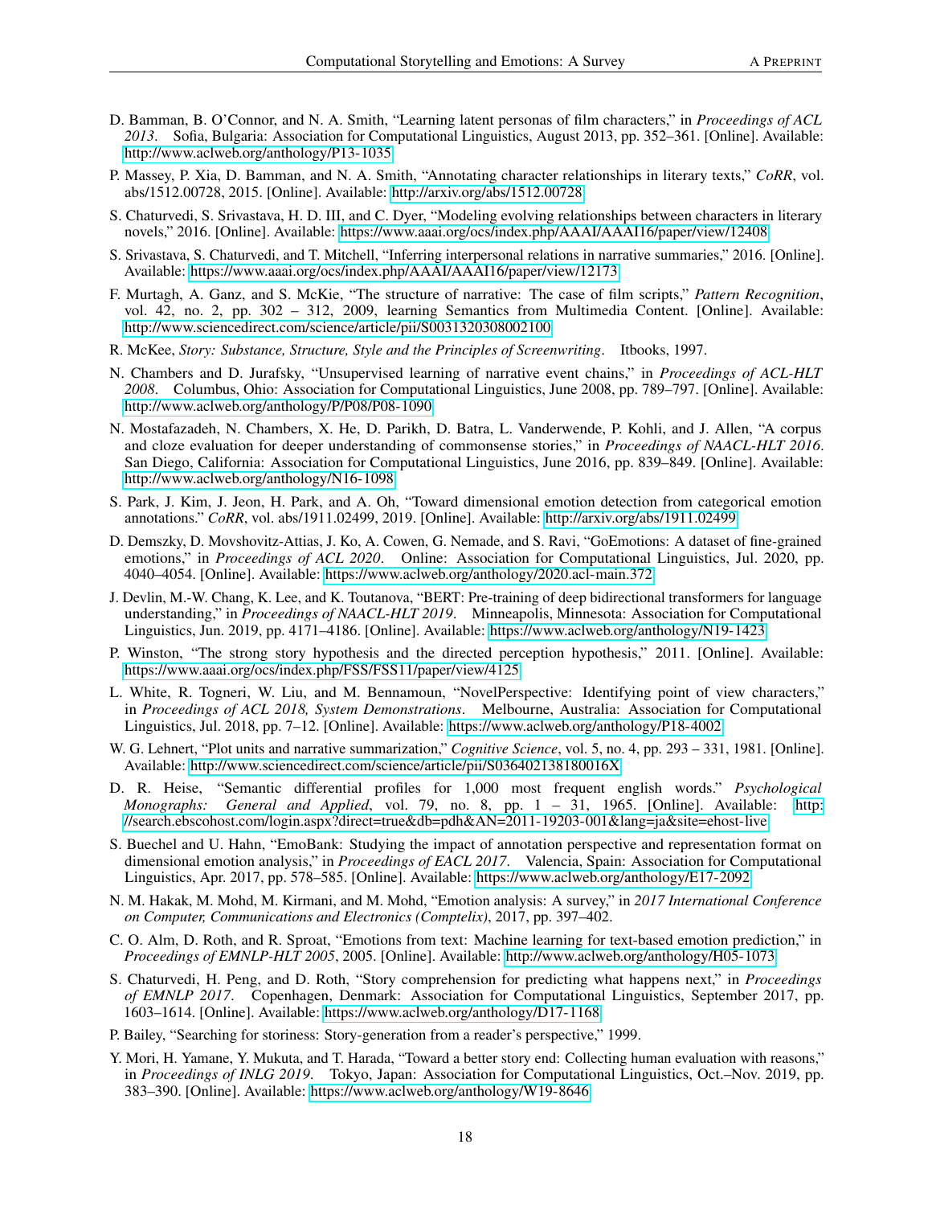D. Bamman, B. O'Connor, and N. A. Smith, "Learning latent personas of film characters," in *Proceedings of ACL 2013*. Sofia, Bulgaria: Association for Computational Linguistics, August 2013, pp. 352–361. [Online]. Available: http://www.aclweb.org/anthology/P13-1035

P. Massey, P. Xia, D. Bamman, and N. A. Smith, "Annotating character relationships in literary texts," *CoRR*, vol. abs/1512.00728, 2015. [Online]. Available: http://arxiv.org/abs/1512.00728

S. Chaturvedi, S. Srivastava, H. D. III, and C. Dyer, "Modeling evolving relationships between characters in literary novels," 2016. [Online]. Available: https://www.aaai.org/ocs/index.php/AAAI/AAAI16/paper/view/12408

S. Srivastava, S. Chaturvedi, and T. Mitchell, "Inferring interpersonal relations in narrative summaries," 2016. [Online]. Available: https://www.aaai.org/ocs/index.php/AAAI/AAAI16/paper/view/12173

F. Murtagh, A. Ganz, and S. McKie, "The structure of narrative: The case of film scripts," *Pattern Recognition*, vol. 42, no. 2, pp. 302 – 312, 2009, learning Semantics from Multimedia Content. [Online]. Available: http://www.sciencedirect.com/science/article/pii/S0031320308002100

R. McKee, *Story: Substance, Structure, Style and the Principles of Screenwriting*. Itbooks, 1997.

N. Chambers and D. Jurafsky, "Unsupervised learning of narrative event chains," in *Proceedings of ACL-HLT 2008*. Columbus, Ohio: Association for Computational Linguistics, June 2008, pp. 789–797. [Online]. Available: http://www.aclweb.org/anthology/P/P08/P08-1090

N. Mostafazadeh, N. Chambers, X. He, D. Parikh, D. Batra, L. Vanderwende, P. Kohli, and J. Allen, "A corpus and cloze evaluation for deeper understanding of commonsense stories," in *Proceedings of NAACL-HLT 2016*. San Diego, California: Association for Computational Linguistics, June 2016, pp. 839–849. [Online]. Available: http://www.aclweb.org/anthology/N16-1098

S. Park, J. Kim, J. Jeon, H. Park, and A. Oh, "Toward dimensional emotion detection from categorical emotion annotations." *CoRR*, vol. abs/1911.02499, 2019. [Online]. Available: http://arxiv.org/abs/1911.02499

D. Demszky, D. Movshovitz-Attias, J. Ko, A. Cowen, G. Nemade, and S. Ravi, "GoEmotions: A dataset of fine-grained emotions," in *Proceedings of ACL 2020*. Online: Association for Computational Linguistics, Jul. 2020, pp. 4040–4054. [Online]. Available: https://www.aclweb.org/anthology/2020.acl-main.372

J. Devlin, M.-W. Chang, K. Lee, and K. Toutanova, "BERT: Pre-training of deep bidirectional transformers for language understanding," in *Proceedings of NAACL-HLT 2019*. Minneapolis, Minnesota: Association for Computational Linguistics, Jun. 2019, pp. 4171–4186. [Online]. Available: https://www.aclweb.org/anthology/N19-1423

P. Winston, "The strong story hypothesis and the directed perception hypothesis," 2011. [Online]. Available: https://www.aaai.org/ocs/index.php/FSS/FSS11/paper/view/4125

L. White, R. Togneri, W. Liu, and M. Bennamoun, "NovelPerspective: Identifying point of view characters," in *Proceedings of ACL 2018, System Demonstrations*. Melbourne, Australia: Association for Computational Linguistics, Jul. 2018, pp. 7–12. [Online]. Available: https://www.aclweb.org/anthology/P18-4002

W. G. Lehnert, "Plot units and narrative summarization," *Cognitive Science*, vol. 5, no. 4, pp. 293 – 331, 1981. [Online]. Available: http://www.sciencedirect.com/science/article/pii/S036402138180016X

D. R. Heise, "Semantic differential profiles for 1,000 most frequent english words." *Psychological Monographs: General and Applied*, vol. 79, no. 8, pp. 1 – 31, 1965. [Online]. Available: http://search.ebscohost.com/login.aspx?direct=true&db=pdh&AN=2011-19203-001&lang=ja&site=ehost-live

S. Buechel and U. Hahn, "EmoBank: Studying the impact of annotation perspective and representation format on dimensional emotion analysis," in *Proceedings of EACL 2017*. Valencia, Spain: Association for Computational Linguistics, Apr. 2017, pp. 578–585. [Online]. Available: https://www.aclweb.org/anthology/E17-2092

N. M. Hakak, M. Mohd, M. Kirmani, and M. Mohd, "Emotion analysis: A survey," in *2017 International Conference on Computer, Communications and Electronics (Comptelix)*, 2017, pp. 397–402.

C. O. Alm, D. Roth, and R. Sproat, "Emotions from text: Machine learning for text-based emotion prediction," in *Proceedings of EMNLP-HLT 2005*, 2005. [Online]. Available: http://www.aclweb.org/anthology/H05-1073

S. Chaturvedi, H. Peng, and D. Roth, "Story comprehension for predicting what happens next," in *Proceedings of EMNLP 2017*. Copenhagen, Denmark: Association for Computational Linguistics, September 2017, pp. 1603–1614. [Online]. Available: https://www.aclweb.org/anthology/D17-1168

P. Bailey, "Searching for storiness: Story-generation from a reader's perspective," 1999.

Y. Mori, H. Yamane, Y. Mukuta, and T. Harada, "Toward a better story end: Collecting human evaluation with reasons," in *Proceedings of INLG 2019*. Tokyo, Japan: Association for Computational Linguistics, Oct.–Nov. 2019, pp. 383–390. [Online]. Available: https://www.aclweb.org/anthology/W19-8646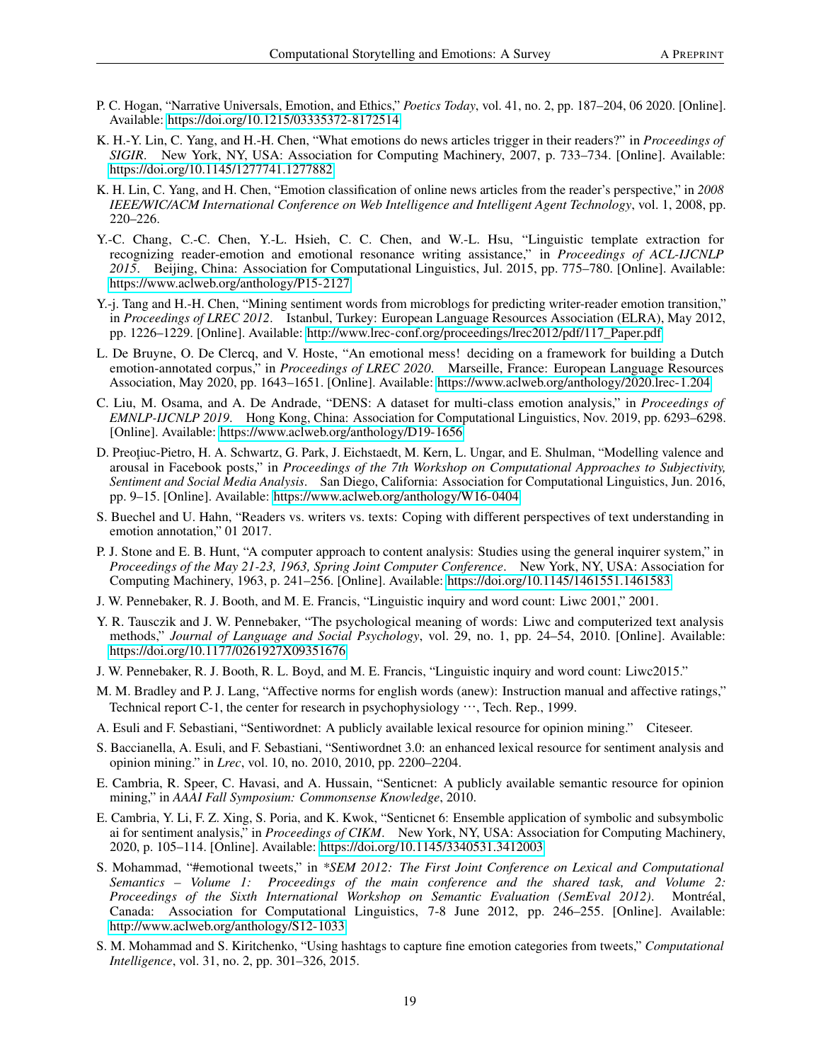P. C. Hogan, "Narrative Universals, Emotion, and Ethics," *Poetics Today*, vol. 41, no. 2, pp. 187–204, 06 2020. [Online]. Available: https://doi.org/10.1215/03335372-8172514

K. H.-Y. Lin, C. Yang, and H.-H. Chen, "What emotions do news articles trigger in their readers?" in *Proceedings of SIGIR*. New York, NY, USA: Association for Computing Machinery, 2007, p. 733–734. [Online]. Available: https://doi.org/10.1145/1277741.1277882

K. H. Lin, C. Yang, and H. Chen, "Emotion classification of online news articles from the reader's perspective," in *2008 IEEE/WIC/ACM International Conference on Web Intelligence and Intelligent Agent Technology*, vol. 1, 2008, pp. 220–226.

Y.-C. Chang, C.-C. Chen, Y.-L. Hsieh, C. C. Chen, and W.-L. Hsu, "Linguistic template extraction for recognizing reader-emotion and emotional resonance writing assistance," in *Proceedings of ACL-IJCNLP 2015*. Beijing, China: Association for Computational Linguistics, Jul. 2015, pp. 775–780. [Online]. Available: https://www.aclweb.org/anthology/P15-2127

Y.-j. Tang and H.-H. Chen, "Mining sentiment words from microblogs for predicting writer-reader emotion transition," in *Proceedings of LREC 2012*. Istanbul, Turkey: European Language Resources Association (ELRA), May 2012, pp. 1226–1229. [Online]. Available: http://www.lrec-conf.org/proceedings/lrec2012/pdf/117_Paper.pdf

L. De Bruyne, O. De Clercq, and V. Hoste, "An emotional mess! deciding on a framework for building a Dutch emotion-annotated corpus," in *Proceedings of LREC 2020*. Marseille, France: European Language Resources Association, May 2020, pp. 1643–1651. [Online]. Available: https://www.aclweb.org/anthology/2020.lrec-1.204

C. Liu, M. Osama, and A. De Andrade, "DENS: A dataset for multi-class emotion analysis," in *Proceedings of EMNLP-IJCNLP 2019*. Hong Kong, China: Association for Computational Linguistics, Nov. 2019, pp. 6293–6298. [Online]. Available: https://www.aclweb.org/anthology/D19-1656

D. Preoţiuc-Pietro, H. A. Schwartz, G. Park, J. Eichstaedt, M. Kern, L. Ungar, and E. Shulman, "Modelling valence and arousal in Facebook posts," in *Proceedings of the 7th Workshop on Computational Approaches to Subjectivity, Sentiment and Social Media Analysis*. San Diego, California: Association for Computational Linguistics, Jun. 2016, pp. 9–15. [Online]. Available: https://www.aclweb.org/anthology/W16-0404

S. Buechel and U. Hahn, "Readers vs. writers vs. texts: Coping with different perspectives of text understanding in emotion annotation," 01 2017.

P. J. Stone and E. B. Hunt, "A computer approach to content analysis: Studies using the general inquirer system," in *Proceedings of the May 21-23, 1963, Spring Joint Computer Conference*. New York, NY, USA: Association for Computing Machinery, 1963, p. 241–256. [Online]. Available: https://doi.org/10.1145/1461551.1461583

J. W. Pennebaker, R. J. Booth, and M. E. Francis, "Linguistic inquiry and word count: Liwc 2001," 2001.

Y. R. Tausczik and J. W. Pennebaker, "The psychological meaning of words: Liwc and computerized text analysis methods," *Journal of Language and Social Psychology*, vol. 29, no. 1, pp. 24–54, 2010. [Online]. Available: https://doi.org/10.1177/0261927X09351676

J. W. Pennebaker, R. J. Booth, R. L. Boyd, and M. E. Francis, "Linguistic inquiry and word count: Liwc2015."

M. M. Bradley and P. J. Lang, "Affective norms for english words (anew): Instruction manual and affective ratings," Technical report C-1, the center for research in psychophysiology ···, Tech. Rep., 1999.

A. Esuli and F. Sebastiani, "Sentiwordnet: A publicly available lexical resource for opinion mining." Citeseer.

S. Baccianella, A. Esuli, and F. Sebastiani, "Sentiwordnet 3.0: an enhanced lexical resource for sentiment analysis and opinion mining." in *Lrec*, vol. 10, no. 2010, 2010, pp. 2200–2204.

E. Cambria, R. Speer, C. Havasi, and A. Hussain, "Senticnet: A publicly available semantic resource for opinion mining," in *AAAI Fall Symposium: Commonsense Knowledge*, 2010.

E. Cambria, Y. Li, F. Z. Xing, S. Poria, and K. Kwok, "Senticnet 6: Ensemble application of symbolic and subsymbolic ai for sentiment analysis," in *Proceedings of CIKM*. New York, NY, USA: Association for Computing Machinery, 2020, p. 105–114. [Online]. Available: https://doi.org/10.1145/3340531.3412003

S. Mohammad, "#emotional tweets," in *\*SEM 2012: The First Joint Conference on Lexical and Computational Semantics – Volume 1: Proceedings of the main conference and the shared task, and Volume 2: Proceedings of the Sixth International Workshop on Semantic Evaluation (SemEval 2012)*. Montréal, Canada: Association for Computational Linguistics, 7-8 June 2012, pp. 246–255. [Online]. Available: http://www.aclweb.org/anthology/S12-1033

S. M. Mohammad and S. Kiritchenko, "Using hashtags to capture fine emotion categories from tweets," *Computational Intelligence*, vol. 31, no. 2, pp. 301–326, 2015.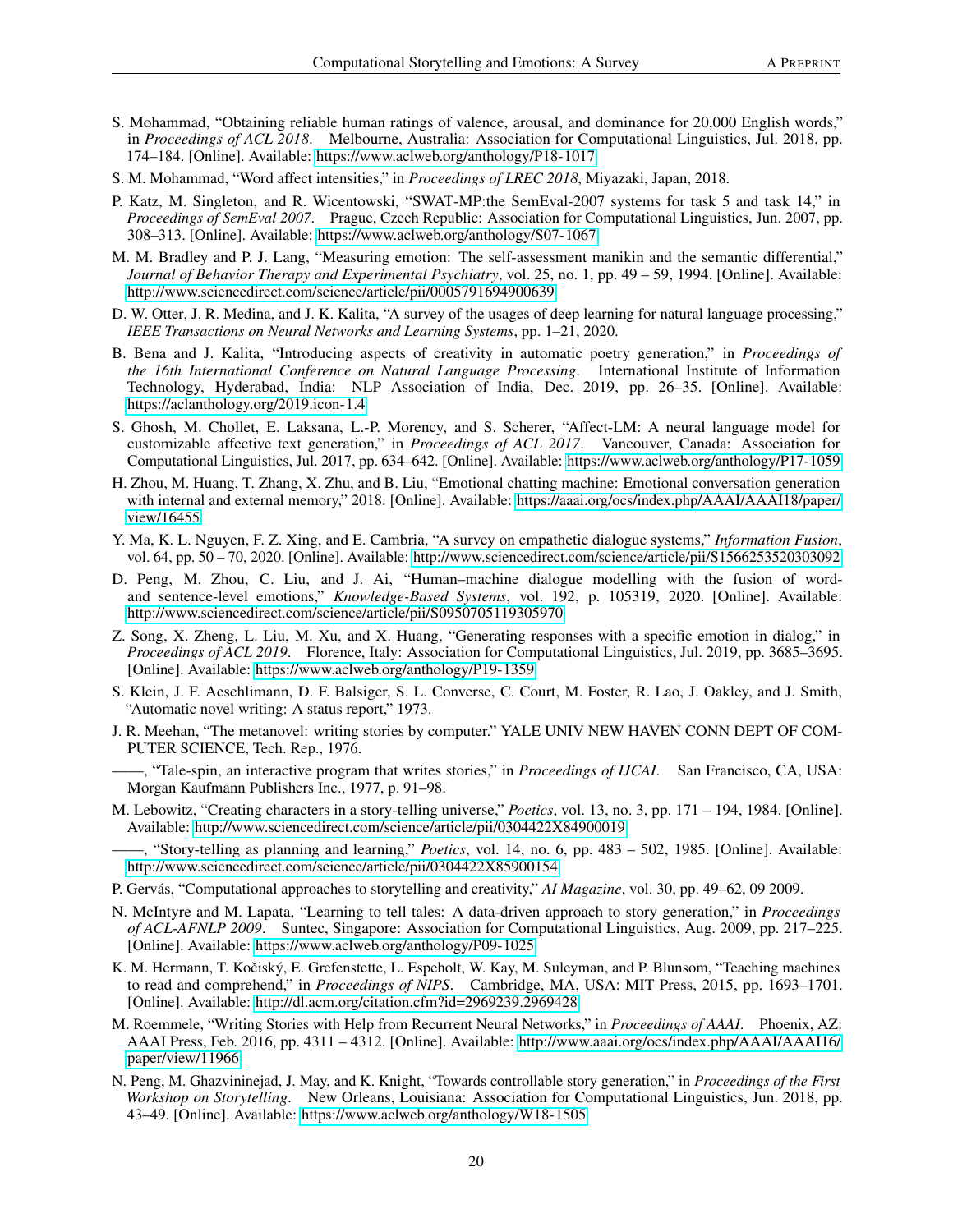S. Mohammad, "Obtaining reliable human ratings of valence, arousal, and dominance for 20,000 English words," in *Proceedings of ACL 2018*. Melbourne, Australia: Association for Computational Linguistics, Jul. 2018, pp. 174–184. [Online]. Available: https://www.aclweb.org/anthology/P18-1017

S. M. Mohammad, "Word affect intensities," in *Proceedings of LREC 2018*, Miyazaki, Japan, 2018.

P. Katz, M. Singleton, and R. Wicentowski, "SWAT-MP:the SemEval-2007 systems for task 5 and task 14," in *Proceedings of SemEval 2007*. Prague, Czech Republic: Association for Computational Linguistics, Jun. 2007, pp. 308–313. [Online]. Available: https://www.aclweb.org/anthology/S07-1067

M. M. Bradley and P. J. Lang, "Measuring emotion: The self-assessment manikin and the semantic differential," *Journal of Behavior Therapy and Experimental Psychiatry*, vol. 25, no. 1, pp. 49 – 59, 1994. [Online]. Available: http://www.sciencedirect.com/science/article/pii/0005791694900639

D. W. Otter, J. R. Medina, and J. K. Kalita, "A survey of the usages of deep learning for natural language processing," *IEEE Transactions on Neural Networks and Learning Systems*, pp. 1–21, 2020.

B. Bena and J. Kalita, "Introducing aspects of creativity in automatic poetry generation," in *Proceedings of the 16th International Conference on Natural Language Processing*. International Institute of Information Technology, Hyderabad, India: NLP Association of India, Dec. 2019, pp. 26–35. [Online]. Available: https://aclanthology.org/2019.icon-1.4

S. Ghosh, M. Chollet, E. Laksana, L.-P. Morency, and S. Scherer, "Affect-LM: A neural language model for customizable affective text generation," in *Proceedings of ACL 2017*. Vancouver, Canada: Association for Computational Linguistics, Jul. 2017, pp. 634–642. [Online]. Available: https://www.aclweb.org/anthology/P17-1059

H. Zhou, M. Huang, T. Zhang, X. Zhu, and B. Liu, "Emotional chatting machine: Emotional conversation generation with internal and external memory," 2018. [Online]. Available: https://aaai.org/ocs/index.php/AAAI/AAAI18/paper/view/16455

Y. Ma, K. L. Nguyen, F. Z. Xing, and E. Cambria, "A survey on empathetic dialogue systems," *Information Fusion*, vol. 64, pp. 50 – 70, 2020. [Online]. Available: http://www.sciencedirect.com/science/article/pii/S1566253520303092

D. Peng, M. Zhou, C. Liu, and J. Ai, "Human–machine dialogue modelling with the fusion of word- and sentence-level emotions," *Knowledge-Based Systems*, vol. 192, p. 105319, 2020. [Online]. Available: http://www.sciencedirect.com/science/article/pii/S0950705119305970

Z. Song, X. Zheng, L. Liu, M. Xu, and X. Huang, "Generating responses with a specific emotion in dialog," in *Proceedings of ACL 2019*. Florence, Italy: Association for Computational Linguistics, Jul. 2019, pp. 3685–3695. [Online]. Available: https://www.aclweb.org/anthology/P19-1359

S. Klein, J. F. Aeschlimann, D. F. Balsiger, S. L. Converse, C. Court, M. Foster, R. Lao, J. Oakley, and J. Smith, "Automatic novel writing: A status report," 1973.

J. R. Meehan, "The metanovel: writing stories by computer." YALE UNIV NEW HAVEN CONN DEPT OF COMPUTER SCIENCE, Tech. Rep., 1976.

——, "Tale-spin, an interactive program that writes stories," in *Proceedings of IJCAI*. San Francisco, CA, USA: Morgan Kaufmann Publishers Inc., 1977, p. 91–98.

M. Lebowitz, "Creating characters in a story-telling universe," *Poetics*, vol. 13, no. 3, pp. 171 – 194, 1984. [Online]. Available: http://www.sciencedirect.com/science/article/pii/0304422X84900019

——, "Story-telling as planning and learning," *Poetics*, vol. 14, no. 6, pp. 483 – 502, 1985. [Online]. Available: http://www.sciencedirect.com/science/article/pii/0304422X85900154

P. Gervás, "Computational approaches to storytelling and creativity," *AI Magazine*, vol. 30, pp. 49–62, 09 2009.

N. McIntyre and M. Lapata, "Learning to tell tales: A data-driven approach to story generation," in *Proceedings of ACL-AFNLP 2009*. Suntec, Singapore: Association for Computational Linguistics, Aug. 2009, pp. 217–225. [Online]. Available: https://www.aclweb.org/anthology/P09-1025

K. M. Hermann, T. Kočiský, E. Grefenstette, L. Espeholt, W. Kay, M. Suleyman, and P. Blunsom, "Teaching machines to read and comprehend," in *Proceedings of NIPS*. Cambridge, MA, USA: MIT Press, 2015, pp. 1693–1701. [Online]. Available: http://dl.acm.org/citation.cfm?id=2969239.2969428

M. Roemmele, "Writing Stories with Help from Recurrent Neural Networks," in *Proceedings of AAAI*. Phoenix, AZ: AAAI Press, Feb. 2016, pp. 4311 – 4312. [Online]. Available: http://www.aaai.org/ocs/index.php/AAAI/AAAI16/paper/view/11966

N. Peng, M. Ghazvininejad, J. May, and K. Knight, "Towards controllable story generation," in *Proceedings of the First Workshop on Storytelling*. New Orleans, Louisiana: Association for Computational Linguistics, Jun. 2018, pp. 43–49. [Online]. Available: https://www.aclweb.org/anthology/W18-1505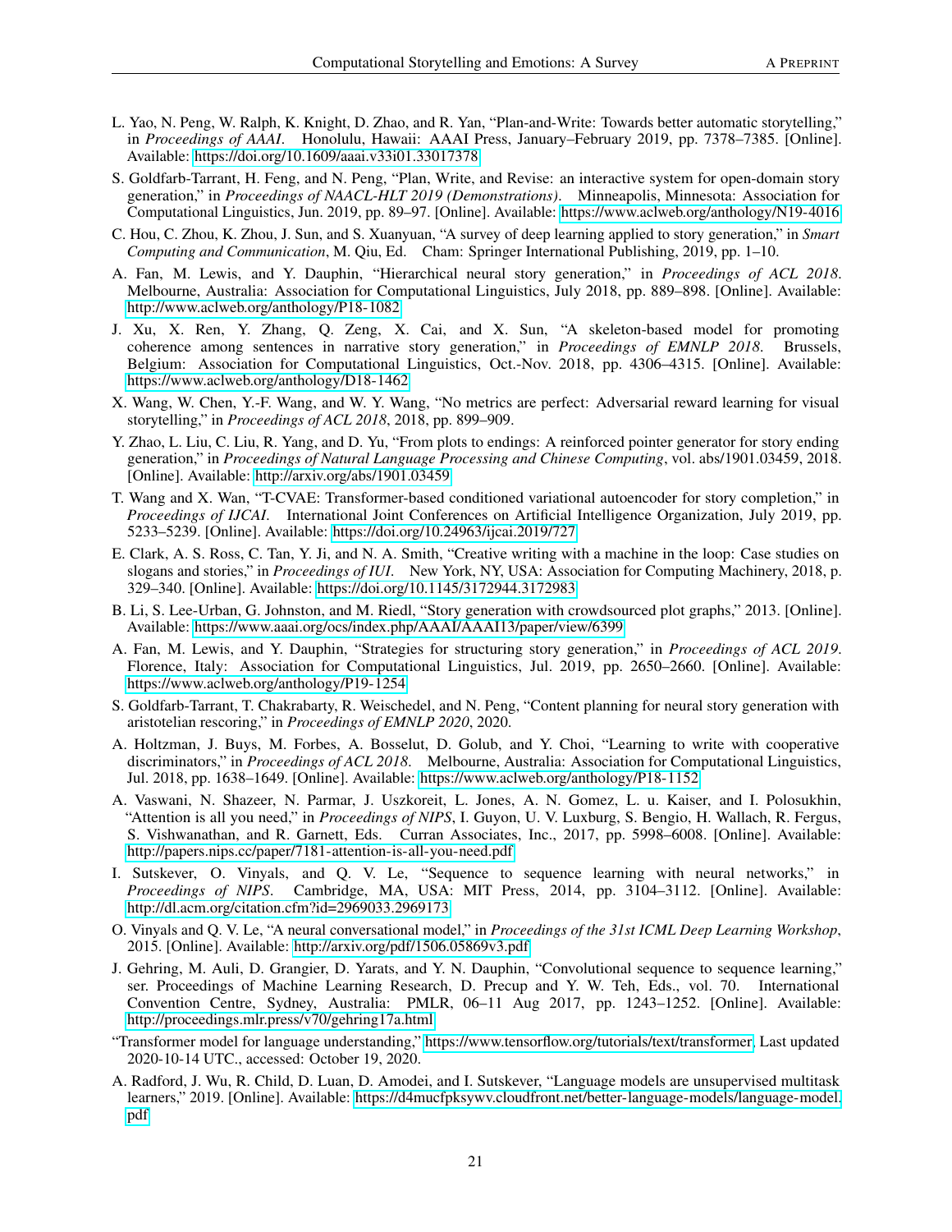L. Yao, N. Peng, W. Ralph, K. Knight, D. Zhao, and R. Yan, "Plan-and-Write: Towards better automatic storytelling," in *Proceedings of AAAI*. Honolulu, Hawaii: AAAI Press, January–February 2019, pp. 7378–7385. [Online]. Available: https://doi.org/10.1609/aaai.v33i01.33017378

S. Goldfarb-Tarrant, H. Feng, and N. Peng, "Plan, Write, and Revise: an interactive system for open-domain story generation," in *Proceedings of NAACL-HLT 2019 (Demonstrations)*. Minneapolis, Minnesota: Association for Computational Linguistics, Jun. 2019, pp. 89–97. [Online]. Available: https://www.aclweb.org/anthology/N19-4016

C. Hou, C. Zhou, K. Zhou, J. Sun, and S. Xuanyuan, "A survey of deep learning applied to story generation," in *Smart Computing and Communication*, M. Qiu, Ed. Cham: Springer International Publishing, 2019, pp. 1–10.

A. Fan, M. Lewis, and Y. Dauphin, "Hierarchical neural story generation," in *Proceedings of ACL 2018*. Melbourne, Australia: Association for Computational Linguistics, July 2018, pp. 889–898. [Online]. Available: http://www.aclweb.org/anthology/P18-1082

J. Xu, X. Ren, Y. Zhang, Q. Zeng, X. Cai, and X. Sun, "A skeleton-based model for promoting coherence among sentences in narrative story generation," in *Proceedings of EMNLP 2018*. Brussels, Belgium: Association for Computational Linguistics, Oct.-Nov. 2018, pp. 4306–4315. [Online]. Available: https://www.aclweb.org/anthology/D18-1462

X. Wang, W. Chen, Y.-F. Wang, and W. Y. Wang, "No metrics are perfect: Adversarial reward learning for visual storytelling," in *Proceedings of ACL 2018*, 2018, pp. 899–909.

Y. Zhao, L. Liu, C. Liu, R. Yang, and D. Yu, "From plots to endings: A reinforced pointer generator for story ending generation," in *Proceedings of Natural Language Processing and Chinese Computing*, vol. abs/1901.03459, 2018. [Online]. Available: http://arxiv.org/abs/1901.03459

T. Wang and X. Wan, "T-CVAE: Transformer-based conditioned variational autoencoder for story completion," in *Proceedings of IJCAI*. International Joint Conferences on Artificial Intelligence Organization, July 2019, pp. 5233–5239. [Online]. Available: https://doi.org/10.24963/ijcai.2019/727

E. Clark, A. S. Ross, C. Tan, Y. Ji, and N. A. Smith, "Creative writing with a machine in the loop: Case studies on slogans and stories," in *Proceedings of IUI*. New York, NY, USA: Association for Computing Machinery, 2018, p. 329–340. [Online]. Available: https://doi.org/10.1145/3172944.3172983

B. Li, S. Lee-Urban, G. Johnston, and M. Riedl, "Story generation with crowdsourced plot graphs," 2013. [Online]. Available: https://www.aaai.org/ocs/index.php/AAAI/AAAI13/paper/view/6399

A. Fan, M. Lewis, and Y. Dauphin, "Strategies for structuring story generation," in *Proceedings of ACL 2019*. Florence, Italy: Association for Computational Linguistics, Jul. 2019, pp. 2650–2660. [Online]. Available: https://www.aclweb.org/anthology/P19-1254

S. Goldfarb-Tarrant, T. Chakrabarty, R. Weischedel, and N. Peng, "Content planning for neural story generation with aristotelian rescoring," in *Proceedings of EMNLP 2020*, 2020.

A. Holtzman, J. Buys, M. Forbes, A. Bosselut, D. Golub, and Y. Choi, "Learning to write with cooperative discriminators," in *Proceedings of ACL 2018*. Melbourne, Australia: Association for Computational Linguistics, Jul. 2018, pp. 1638–1649. [Online]. Available: https://www.aclweb.org/anthology/P18-1152

A. Vaswani, N. Shazeer, N. Parmar, J. Uszkoreit, L. Jones, A. N. Gomez, L. u. Kaiser, and I. Polosukhin, "Attention is all you need," in *Proceedings of NIPS*, I. Guyon, U. V. Luxburg, S. Bengio, H. Wallach, R. Fergus, S. Vishwanathan, and R. Garnett, Eds. Curran Associates, Inc., 2017, pp. 5998–6008. [Online]. Available: http://papers.nips.cc/paper/7181-attention-is-all-you-need.pdf

I. Sutskever, O. Vinyals, and Q. V. Le, "Sequence to sequence learning with neural networks," in *Proceedings of NIPS*. Cambridge, MA, USA: MIT Press, 2014, pp. 3104–3112. [Online]. Available: http://dl.acm.org/citation.cfm?id=2969033.2969173

O. Vinyals and Q. V. Le, "A neural conversational model," in *Proceedings of the 31st ICML Deep Learning Workshop*, 2015. [Online]. Available: http://arxiv.org/pdf/1506.05869v3.pdf

J. Gehring, M. Auli, D. Grangier, D. Yarats, and Y. N. Dauphin, "Convolutional sequence to sequence learning," ser. Proceedings of Machine Learning Research, D. Precup and Y. W. Teh, Eds., vol. 70. International Convention Centre, Sydney, Australia: PMLR, 06–11 Aug 2017, pp. 1243–1252. [Online]. Available: http://proceedings.mlr.press/v70/gehring17a.html

"Transformer model for language understanding," https://www.tensorflow.org/tutorials/text/transformer, Last updated 2020-10-14 UTC., accessed: October 19, 2020.

A. Radford, J. Wu, R. Child, D. Luan, D. Amodei, and I. Sutskever, "Language models are unsupervised multitask learners," 2019. [Online]. Available: https://d4mucfpksywv.cloudfront.net/better-language-models/language-model.pdf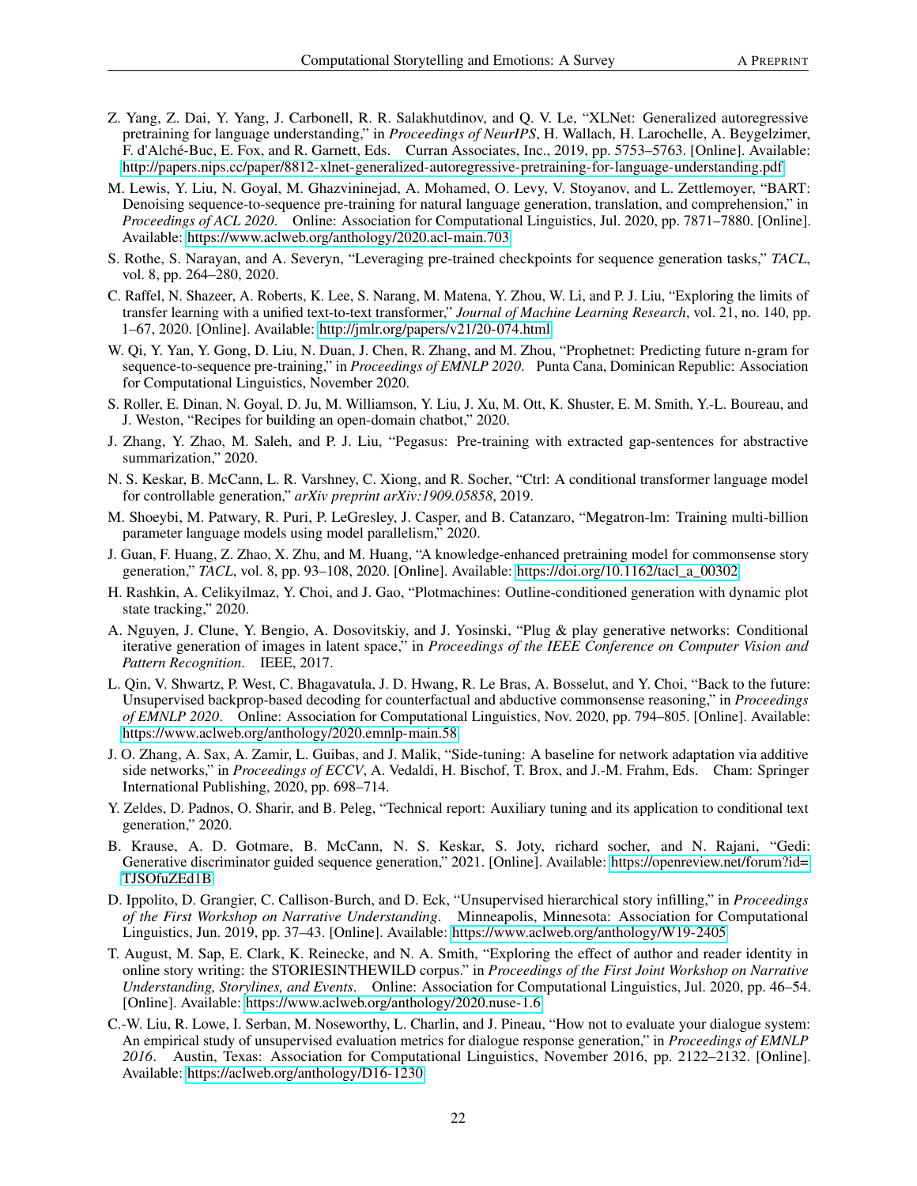Z. Yang, Z. Dai, Y. Yang, J. Carbonell, R. R. Salakhutdinov, and Q. V. Le, "XLNet: Generalized autoregressive pretraining for language understanding," in *Proceedings of NeurIPS*, H. Wallach, H. Larochelle, A. Beygelzimer, F. d'Alché-Buc, E. Fox, and R. Garnett, Eds. Curran Associates, Inc., 2019, pp. 5753–5763. [Online]. Available: http://papers.nips.cc/paper/8812-xlnet-generalized-autoregressive-pretraining-for-language-understanding.pdf

M. Lewis, Y. Liu, N. Goyal, M. Ghazvininejad, A. Mohamed, O. Levy, V. Stoyanov, and L. Zettlemoyer, "BART: Denoising sequence-to-sequence pre-training for natural language generation, translation, and comprehension," in *Proceedings of ACL 2020*. Online: Association for Computational Linguistics, Jul. 2020, pp. 7871–7880. [Online]. Available: https://www.aclweb.org/anthology/2020.acl-main.703

S. Rothe, S. Narayan, and A. Severyn, "Leveraging pre-trained checkpoints for sequence generation tasks," *TACL*, vol. 8, pp. 264–280, 2020.

C. Raffel, N. Shazeer, A. Roberts, K. Lee, S. Narang, M. Matena, Y. Zhou, W. Li, and P. J. Liu, "Exploring the limits of transfer learning with a unified text-to-text transformer," *Journal of Machine Learning Research*, vol. 21, no. 140, pp. 1–67, 2020. [Online]. Available: http://jmlr.org/papers/v21/20-074.html

W. Qi, Y. Yan, Y. Gong, D. Liu, N. Duan, J. Chen, R. Zhang, and M. Zhou, "Prophetnet: Predicting future n-gram for sequence-to-sequence pre-training," in *Proceedings of EMNLP 2020*. Punta Cana, Dominican Republic: Association for Computational Linguistics, November 2020.

S. Roller, E. Dinan, N. Goyal, D. Ju, M. Williamson, Y. Liu, J. Xu, M. Ott, K. Shuster, E. M. Smith, Y.-L. Boureau, and J. Weston, "Recipes for building an open-domain chatbot," 2020.

J. Zhang, Y. Zhao, M. Saleh, and P. J. Liu, "Pegasus: Pre-training with extracted gap-sentences for abstractive summarization," 2020.

N. S. Keskar, B. McCann, L. R. Varshney, C. Xiong, and R. Socher, "Ctrl: A conditional transformer language model for controllable generation," *arXiv preprint arXiv:1909.05858*, 2019.

M. Shoeybi, M. Patwary, R. Puri, P. LeGresley, J. Casper, and B. Catanzaro, "Megatron-lm: Training multi-billion parameter language models using model parallelism," 2020.

J. Guan, F. Huang, Z. Zhao, X. Zhu, and M. Huang, "A knowledge-enhanced pretraining model for commonsense story generation," *TACL*, vol. 8, pp. 93–108, 2020. [Online]. Available: https://doi.org/10.1162/tacl_a_00302

H. Rashkin, A. Celikyilmaz, Y. Choi, and J. Gao, "Plotmachines: Outline-conditioned generation with dynamic plot state tracking," 2020.

A. Nguyen, J. Clune, Y. Bengio, A. Dosovitskiy, and J. Yosinski, "Plug & play generative networks: Conditional iterative generation of images in latent space," in *Proceedings of the IEEE Conference on Computer Vision and Pattern Recognition*. IEEE, 2017.

L. Qin, V. Shwartz, P. West, C. Bhagavatula, J. D. Hwang, R. Le Bras, A. Bosselut, and Y. Choi, "Back to the future: Unsupervised backprop-based decoding for counterfactual and abductive commonsense reasoning," in *Proceedings of EMNLP 2020*. Online: Association for Computational Linguistics, Nov. 2020, pp. 794–805. [Online]. Available: https://www.aclweb.org/anthology/2020.emnlp-main.58

J. O. Zhang, A. Sax, A. Zamir, L. Guibas, and J. Malik, "Side-tuning: A baseline for network adaptation via additive side networks," in *Proceedings of ECCV*, A. Vedaldi, H. Bischof, T. Brox, and J.-M. Frahm, Eds. Cham: Springer International Publishing, 2020, pp. 698–714.

Y. Zeldes, D. Padnos, O. Sharir, and B. Peleg, "Technical report: Auxiliary tuning and its application to conditional text generation," 2020.

B. Krause, A. D. Gotmare, B. McCann, N. S. Keskar, S. Joty, richard socher, and N. Rajani, "Gedi: Generative discriminator guided sequence generation," 2021. [Online]. Available: https://openreview.net/forum?id=TJSOfuZEd1B

D. Ippolito, D. Grangier, C. Callison-Burch, and D. Eck, "Unsupervised hierarchical story infilling," in *Proceedings of the First Workshop on Narrative Understanding*. Minneapolis, Minnesota: Association for Computational Linguistics, Jun. 2019, pp. 37–43. [Online]. Available: https://www.aclweb.org/anthology/W19-2405

T. August, M. Sap, E. Clark, K. Reinecke, and N. A. Smith, "Exploring the effect of author and reader identity in online story writing: the STORIESINTHEWILD corpus." in *Proceedings of the First Joint Workshop on Narrative Understanding, Storylines, and Events*. Online: Association for Computational Linguistics, Jul. 2020, pp. 46–54. [Online]. Available: https://www.aclweb.org/anthology/2020.nuse-1.6

C.-W. Liu, R. Lowe, I. Serban, M. Noseworthy, L. Charlin, and J. Pineau, "How not to evaluate your dialogue system: An empirical study of unsupervised evaluation metrics for dialogue response generation," in *Proceedings of EMNLP 2016*. Austin, Texas: Association for Computational Linguistics, November 2016, pp. 2122–2132. [Online]. Available: https://aclweb.org/anthology/D16-1230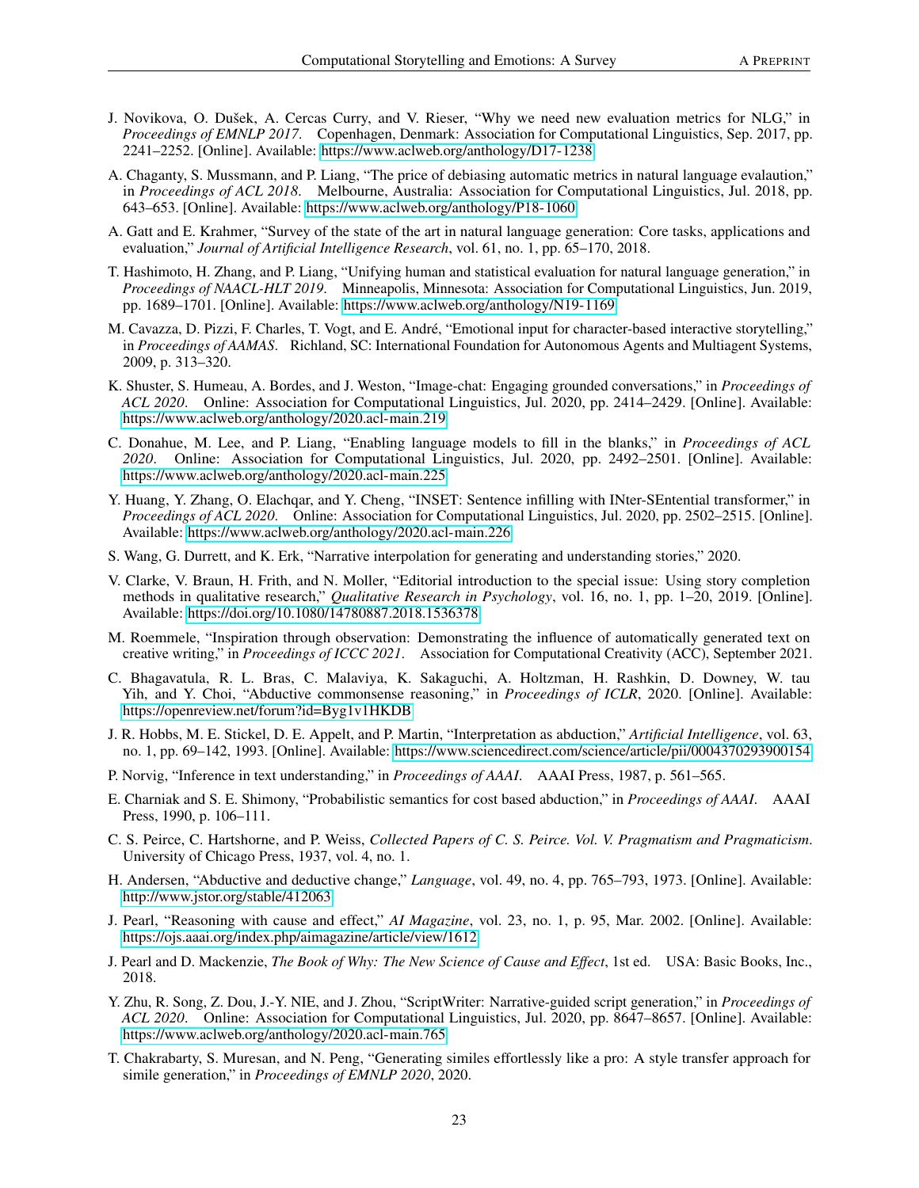J. Novikova, O. Dušek, A. Cercas Curry, and V. Rieser, "Why we need new evaluation metrics for NLG," in *Proceedings of EMNLP 2017*. Copenhagen, Denmark: Association for Computational Linguistics, Sep. 2017, pp. 2241–2252. [Online]. Available: https://www.aclweb.org/anthology/D17-1238

A. Chaganty, S. Mussmann, and P. Liang, "The price of debiasing automatic metrics in natural language evalaution," in *Proceedings of ACL 2018*. Melbourne, Australia: Association for Computational Linguistics, Jul. 2018, pp. 643–653. [Online]. Available: https://www.aclweb.org/anthology/P18-1060

A. Gatt and E. Krahmer, "Survey of the state of the art in natural language generation: Core tasks, applications and evaluation," *Journal of Artificial Intelligence Research*, vol. 61, no. 1, pp. 65–170, 2018.

T. Hashimoto, H. Zhang, and P. Liang, "Unifying human and statistical evaluation for natural language generation," in *Proceedings of NAACL-HLT 2019*. Minneapolis, Minnesota: Association for Computational Linguistics, Jun. 2019, pp. 1689–1701. [Online]. Available: https://www.aclweb.org/anthology/N19-1169

M. Cavazza, D. Pizzi, F. Charles, T. Vogt, and E. André, "Emotional input for character-based interactive storytelling," in *Proceedings of AAMAS*. Richland, SC: International Foundation for Autonomous Agents and Multiagent Systems, 2009, p. 313–320.

K. Shuster, S. Humeau, A. Bordes, and J. Weston, "Image-chat: Engaging grounded conversations," in *Proceedings of ACL 2020*. Online: Association for Computational Linguistics, Jul. 2020, pp. 2414–2429. [Online]. Available: https://www.aclweb.org/anthology/2020.acl-main.219

C. Donahue, M. Lee, and P. Liang, "Enabling language models to fill in the blanks," in *Proceedings of ACL 2020*. Online: Association for Computational Linguistics, Jul. 2020, pp. 2492–2501. [Online]. Available: https://www.aclweb.org/anthology/2020.acl-main.225

Y. Huang, Y. Zhang, O. Elachqar, and Y. Cheng, "INSET: Sentence infilling with INter-SEntential transformer," in *Proceedings of ACL 2020*. Online: Association for Computational Linguistics, Jul. 2020, pp. 2502–2515. [Online]. Available: https://www.aclweb.org/anthology/2020.acl-main.226

S. Wang, G. Durrett, and K. Erk, "Narrative interpolation for generating and understanding stories," 2020.

V. Clarke, V. Braun, H. Frith, and N. Moller, "Editorial introduction to the special issue: Using story completion methods in qualitative research," *Qualitative Research in Psychology*, vol. 16, no. 1, pp. 1–20, 2019. [Online]. Available: https://doi.org/10.1080/14780887.2018.1536378

M. Roemmele, "Inspiration through observation: Demonstrating the influence of automatically generated text on creative writing," in *Proceedings of ICCC 2021*. Association for Computational Creativity (ACC), September 2021.

C. Bhagavatula, R. L. Bras, C. Malaviya, K. Sakaguchi, A. Holtzman, H. Rashkin, D. Downey, W. tau Yih, and Y. Choi, "Abductive commonsense reasoning," in *Proceedings of ICLR*, 2020. [Online]. Available: https://openreview.net/forum?id=Byg1v1HKDB

J. R. Hobbs, M. E. Stickel, D. E. Appelt, and P. Martin, "Interpretation as abduction," *Artificial Intelligence*, vol. 63, no. 1, pp. 69–142, 1993. [Online]. Available: https://www.sciencedirect.com/science/article/pii/0004370293900154

P. Norvig, "Inference in text understanding," in *Proceedings of AAAI*. AAAI Press, 1987, p. 561–565.

E. Charniak and S. E. Shimony, "Probabilistic semantics for cost based abduction," in *Proceedings of AAAI*. AAAI Press, 1990, p. 106–111.

C. S. Peirce, C. Hartshorne, and P. Weiss, *Collected Papers of C. S. Peirce. Vol. V. Pragmatism and Pragmaticism*. University of Chicago Press, 1937, vol. 4, no. 1.

H. Andersen, "Abductive and deductive change," *Language*, vol. 49, no. 4, pp. 765–793, 1973. [Online]. Available: http://www.jstor.org/stable/412063

J. Pearl, "Reasoning with cause and effect," *AI Magazine*, vol. 23, no. 1, p. 95, Mar. 2002. [Online]. Available: https://ojs.aaai.org/index.php/aimagazine/article/view/1612

J. Pearl and D. Mackenzie, *The Book of Why: The New Science of Cause and Effect*, 1st ed. USA: Basic Books, Inc., 2018.

Y. Zhu, R. Song, Z. Dou, J.-Y. NIE, and J. Zhou, "ScriptWriter: Narrative-guided script generation," in *Proceedings of ACL 2020*. Online: Association for Computational Linguistics, Jul. 2020, pp. 8647–8657. [Online]. Available: https://www.aclweb.org/anthology/2020.acl-main.765

T. Chakrabarty, S. Muresan, and N. Peng, "Generating similes effortlessly like a pro: A style transfer approach for simile generation," in *Proceedings of EMNLP 2020*, 2020.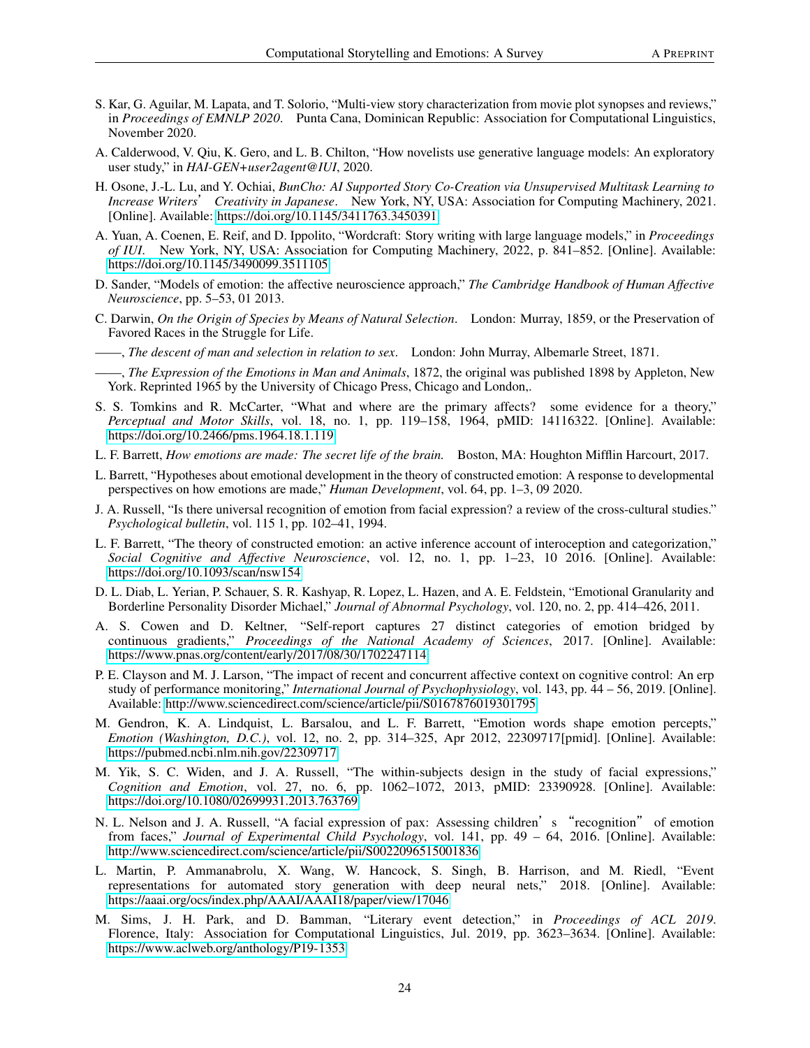S. Kar, G. Aguilar, M. Lapata, and T. Solorio, "Multi-view story characterization from movie plot synopses and reviews," in *Proceedings of EMNLP 2020*. Punta Cana, Dominican Republic: Association for Computational Linguistics, November 2020.

A. Calderwood, V. Qiu, K. Gero, and L. B. Chilton, "How novelists use generative language models: An exploratory user study," in *HAI-GEN+user2agent@IUI*, 2020.

H. Osone, J.-L. Lu, and Y. Ochiai, *BunCho: AI Supported Story Co-Creation via Unsupervised Multitask Learning to Increase Writers' Creativity in Japanese*. New York, NY, USA: Association for Computing Machinery, 2021. [Online]. Available: https://doi.org/10.1145/3411763.3450391

A. Yuan, A. Coenen, E. Reif, and D. Ippolito, "Wordcraft: Story writing with large language models," in *Proceedings of IUI*. New York, NY, USA: Association for Computing Machinery, 2022, p. 841–852. [Online]. Available: https://doi.org/10.1145/3490099.3511105

D. Sander, "Models of emotion: the affective neuroscience approach," *The Cambridge Handbook of Human Affective Neuroscience*, pp. 5–53, 01 2013.

C. Darwin, *On the Origin of Species by Means of Natural Selection*. London: Murray, 1859, or the Preservation of Favored Races in the Struggle for Life.

——, *The descent of man and selection in relation to sex*. London: John Murray, Albemarle Street, 1871.

——, *The Expression of the Emotions in Man and Animals*, 1872, the original was published 1898 by Appleton, New York. Reprinted 1965 by the University of Chicago Press, Chicago and London,.

S. S. Tomkins and R. McCarter, "What and where are the primary affects? some evidence for a theory," *Perceptual and Motor Skills*, vol. 18, no. 1, pp. 119–158, 1964, pMID: 14116322. [Online]. Available: https://doi.org/10.2466/pms.1964.18.1.119

L. F. Barrett, *How emotions are made: The secret life of the brain.* Boston, MA: Houghton Mifflin Harcourt, 2017.

L. Barrett, "Hypotheses about emotional development in the theory of constructed emotion: A response to developmental perspectives on how emotions are made," *Human Development*, vol. 64, pp. 1–3, 09 2020.

J. A. Russell, "Is there universal recognition of emotion from facial expression? a review of the cross-cultural studies." *Psychological bulletin*, vol. 115 1, pp. 102–41, 1994.

L. F. Barrett, "The theory of constructed emotion: an active inference account of interoception and categorization," *Social Cognitive and Affective Neuroscience*, vol. 12, no. 1, pp. 1–23, 10 2016. [Online]. Available: https://doi.org/10.1093/scan/nsw154

D. L. Diab, L. Yerian, P. Schauer, S. R. Kashyap, R. Lopez, L. Hazen, and A. E. Feldstein, "Emotional Granularity and Borderline Personality Disorder Michael," *Journal of Abnormal Psychology*, vol. 120, no. 2, pp. 414–426, 2011.

A. S. Cowen and D. Keltner, "Self-report captures 27 distinct categories of emotion bridged by continuous gradients," *Proceedings of the National Academy of Sciences*, 2017. [Online]. Available: https://www.pnas.org/content/early/2017/08/30/1702247114

P. E. Clayson and M. J. Larson, "The impact of recent and concurrent affective context on cognitive control: An erp study of performance monitoring," *International Journal of Psychophysiology*, vol. 143, pp. 44 – 56, 2019. [Online]. Available: http://www.sciencedirect.com/science/article/pii/S0167876019301795

M. Gendron, K. A. Lindquist, L. Barsalou, and L. F. Barrett, "Emotion words shape emotion percepts," *Emotion (Washington, D.C.)*, vol. 12, no. 2, pp. 314–325, Apr 2012, 22309717[pmid]. [Online]. Available: https://pubmed.ncbi.nlm.nih.gov/22309717

M. Yik, S. C. Widen, and J. A. Russell, "The within-subjects design in the study of facial expressions," *Cognition and Emotion*, vol. 27, no. 6, pp. 1062–1072, 2013, pMID: 23390928. [Online]. Available: https://doi.org/10.1080/02699931.2013.763769

N. L. Nelson and J. A. Russell, "A facial expression of pax: Assessing children's "recognition" of emotion from faces," *Journal of Experimental Child Psychology*, vol. 141, pp. 49 – 64, 2016. [Online]. Available: http://www.sciencedirect.com/science/article/pii/S0022096515001836

L. Martin, P. Ammanabrolu, X. Wang, W. Hancock, S. Singh, B. Harrison, and M. Riedl, "Event representations for automated story generation with deep neural nets," 2018. [Online]. Available: https://aaai.org/ocs/index.php/AAAI/AAAI18/paper/view/17046

M. Sims, J. H. Park, and D. Bamman, "Literary event detection," in *Proceedings of ACL 2019*. Florence, Italy: Association for Computational Linguistics, Jul. 2019, pp. 3623–3634. [Online]. Available: https://www.aclweb.org/anthology/P19-1353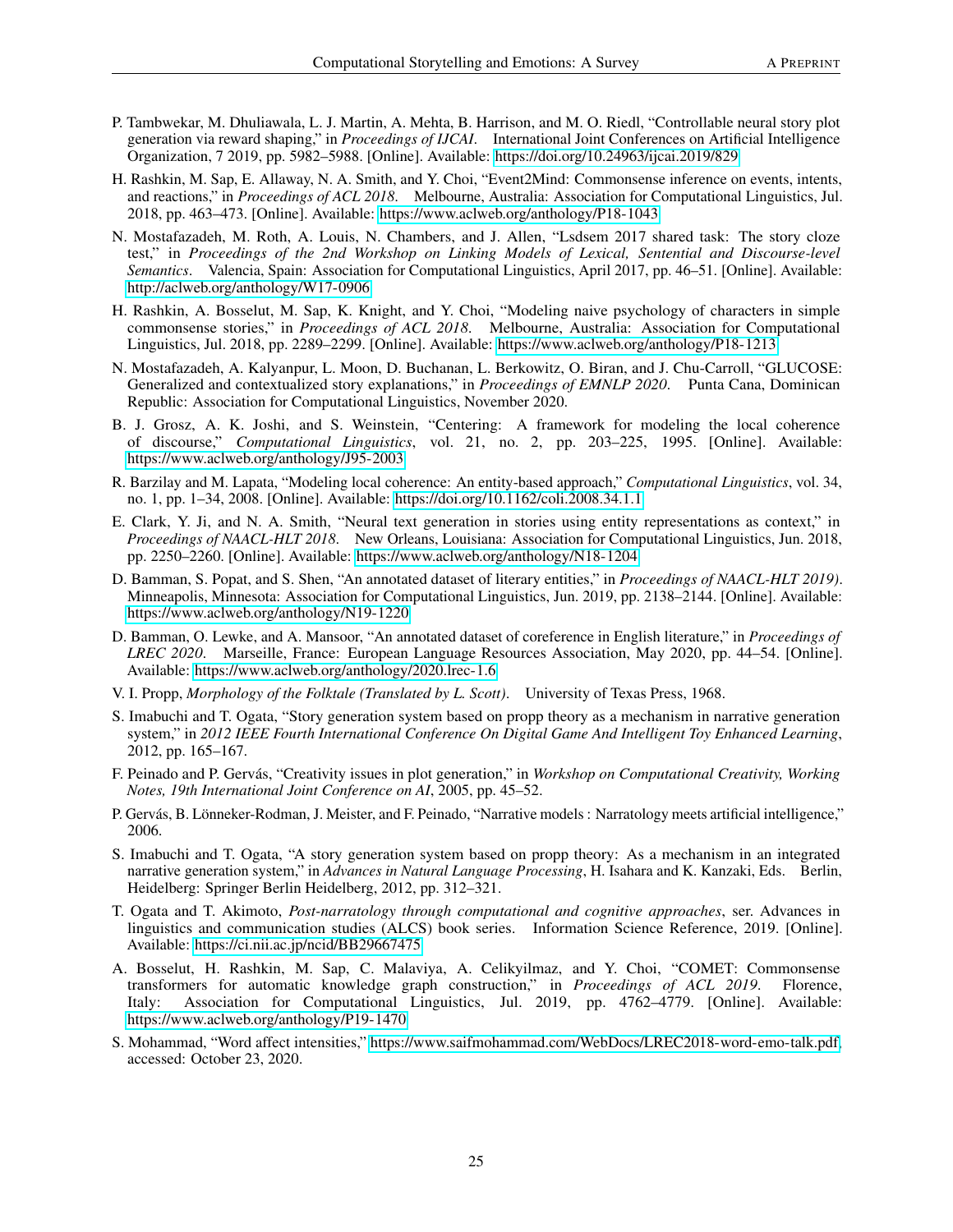P. Tambwekar, M. Dhuliawala, L. J. Martin, A. Mehta, B. Harrison, and M. O. Riedl, "Controllable neural story plot generation via reward shaping," in *Proceedings of IJCAI*. International Joint Conferences on Artificial Intelligence Organization, 7 2019, pp. 5982–5988. [Online]. Available: https://doi.org/10.24963/ijcai.2019/829

H. Rashkin, M. Sap, E. Allaway, N. A. Smith, and Y. Choi, "Event2Mind: Commonsense inference on events, intents, and reactions," in *Proceedings of ACL 2018*. Melbourne, Australia: Association for Computational Linguistics, Jul. 2018, pp. 463–473. [Online]. Available: https://www.aclweb.org/anthology/P18-1043

N. Mostafazadeh, M. Roth, A. Louis, N. Chambers, and J. Allen, "Lsdsem 2017 shared task: The story cloze test," in *Proceedings of the 2nd Workshop on Linking Models of Lexical, Sentential and Discourse-level Semantics*. Valencia, Spain: Association for Computational Linguistics, April 2017, pp. 46–51. [Online]. Available: http://aclweb.org/anthology/W17-0906

H. Rashkin, A. Bosselut, M. Sap, K. Knight, and Y. Choi, "Modeling naive psychology of characters in simple commonsense stories," in *Proceedings of ACL 2018*. Melbourne, Australia: Association for Computational Linguistics, Jul. 2018, pp. 2289–2299. [Online]. Available: https://www.aclweb.org/anthology/P18-1213

N. Mostafazadeh, A. Kalyanpur, L. Moon, D. Buchanan, L. Berkowitz, O. Biran, and J. Chu-Carroll, "GLUCOSE: Generalized and contextualized story explanations," in *Proceedings of EMNLP 2020*. Punta Cana, Dominican Republic: Association for Computational Linguistics, November 2020.

B. J. Grosz, A. K. Joshi, and S. Weinstein, "Centering: A framework for modeling the local coherence of discourse," *Computational Linguistics*, vol. 21, no. 2, pp. 203–225, 1995. [Online]. Available: https://www.aclweb.org/anthology/J95-2003

R. Barzilay and M. Lapata, "Modeling local coherence: An entity-based approach," *Computational Linguistics*, vol. 34, no. 1, pp. 1–34, 2008. [Online]. Available: https://doi.org/10.1162/coli.2008.34.1.1

E. Clark, Y. Ji, and N. A. Smith, "Neural text generation in stories using entity representations as context," in *Proceedings of NAACL-HLT 2018*. New Orleans, Louisiana: Association for Computational Linguistics, Jun. 2018, pp. 2250–2260. [Online]. Available: https://www.aclweb.org/anthology/N18-1204

D. Bamman, S. Popat, and S. Shen, "An annotated dataset of literary entities," in *Proceedings of NAACL-HLT 2019)*. Minneapolis, Minnesota: Association for Computational Linguistics, Jun. 2019, pp. 2138–2144. [Online]. Available: https://www.aclweb.org/anthology/N19-1220

D. Bamman, O. Lewke, and A. Mansoor, "An annotated dataset of coreference in English literature," in *Proceedings of LREC 2020*. Marseille, France: European Language Resources Association, May 2020, pp. 44–54. [Online]. Available: https://www.aclweb.org/anthology/2020.lrec-1.6

V. I. Propp, *Morphology of the Folktale (Translated by L. Scott)*. University of Texas Press, 1968.

S. Imabuchi and T. Ogata, "Story generation system based on propp theory as a mechanism in narrative generation system," in *2012 IEEE Fourth International Conference On Digital Game And Intelligent Toy Enhanced Learning*, 2012, pp. 165–167.

F. Peinado and P. Gervás, "Creativity issues in plot generation," in *Workshop on Computational Creativity, Working Notes, 19th International Joint Conference on AI*, 2005, pp. 45–52.

P. Gervás, B. Lönneker-Rodman, J. Meister, and F. Peinado, "Narrative models : Narratology meets artificial intelligence," 2006.

S. Imabuchi and T. Ogata, "A story generation system based on propp theory: As a mechanism in an integrated narrative generation system," in *Advances in Natural Language Processing*, H. Isahara and K. Kanzaki, Eds. Berlin, Heidelberg: Springer Berlin Heidelberg, 2012, pp. 312–321.

T. Ogata and T. Akimoto, *Post-narratology through computational and cognitive approaches*, ser. Advances in linguistics and communication studies (ALCS) book series. Information Science Reference, 2019. [Online]. Available: https://ci.nii.ac.jp/ncid/BB29667475

A. Bosselut, H. Rashkin, M. Sap, C. Malaviya, A. Celikyilmaz, and Y. Choi, "COMET: Commonsense transformers for automatic knowledge graph construction," in *Proceedings of ACL 2019*. Florence, Italy: Association for Computational Linguistics, Jul. 2019, pp. 4762–4779. [Online]. Available: https://www.aclweb.org/anthology/P19-1470

S. Mohammad, "Word affect intensities," https://www.saifmohammad.com/WebDocs/LREC2018-word-emo-talk.pdf, accessed: October 23, 2020.